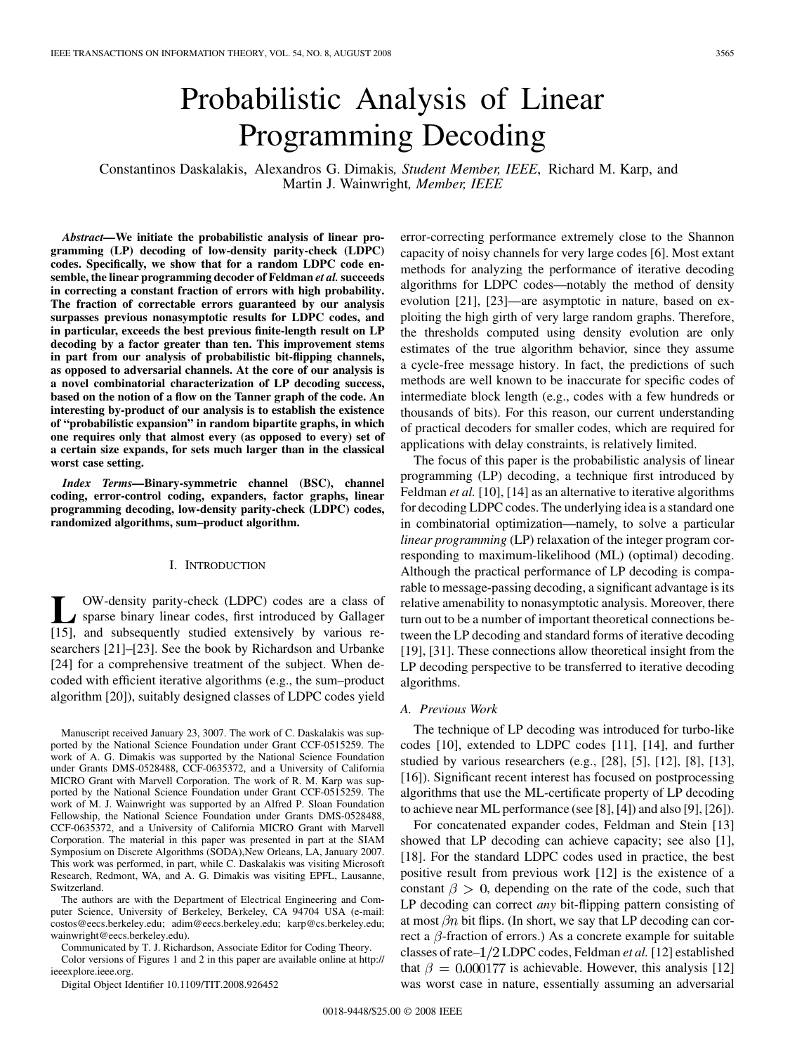# Probabilistic Analysis of Linear Programming Decoding

Constantinos Daskalakis, Alexandros G. Dimakis, *Student Member, IEEE*, Richard M. Karp, and Martin J. Wainwright, *Member, IEEE*

***Abstract*—We initiate the probabilistic analysis of linear programming (LP) decoding of low-density parity-check (LDPC) codes. Specifically, we show that for a random LDPC code ensemble, the linear programming decoder of Feldman *et al.* succeeds in correcting a constant fraction of errors with high probability. The fraction of correctable errors guaranteed by our analysis surpasses previous nonasymptotic results for LDPC codes, and in particular, exceeds the best previous finite-length result on LP decoding by a factor greater than ten. This improvement stems in part from our analysis of probabilistic bit-flipping channels, as opposed to adversarial channels. At the core of our analysis is a novel combinatorial characterization of LP decoding success, based on the notion of a flow on the Tanner graph of the code. An interesting by-product of our analysis is to establish the existence of "probabilistic expansion" in random bipartite graphs, in which one requires only that almost every (as opposed to every) set of a certain size expands, for sets much larger than in the classical worst case setting.**

***Index Terms*—Binary-symmetric channel (BSC), channel coding, error-control coding, expanders, factor graphs, linear programming decoding, low-density parity-check (LDPC) codes, randomized algorithms, sum–product algorithm.**

## I. Introduction

Low-density parity-check (LDPC) codes are a class of sparse binary linear codes, first introduced by Gallager [15], and subsequently studied extensively by various researchers [21]–[23]. See the book by Richardson and Urbanke [24] for a comprehensive treatment of the subject. When decoded with efficient iterative algorithms (e.g., the sum–product algorithm [20]), suitably designed classes of LDPC codes yield error-correcting performance extremely close to the Shannon capacity of noisy channels for very large codes [6]. Most extant methods for analyzing the performance of iterative decoding algorithms for LDPC codes—notably the method of density evolution [21], [23]—are asymptotic in nature, based on exploiting the high girth of very large random graphs. Therefore, the thresholds computed using density evolution are only estimates of the true algorithm behavior, since they assume a cycle-free message history. In fact, the predictions of such methods are well known to be inaccurate for specific codes of intermediate block length (e.g., codes with a few hundreds or thousands of bits). For this reason, our current understanding of practical decoders for smaller codes, which are required for applications with delay constraints, is relatively limited.

The focus of this paper is the probabilistic analysis of linear programming (LP) decoding, a technique first introduced by Feldman *et al.* [10], [14] as an alternative to iterative algorithms for decoding LDPC codes. The underlying idea is a standard one in combinatorial optimization—namely, to solve a particular *linear programming* (LP) relaxation of the integer program corresponding to maximum-likelihood (ML) (optimal) decoding. Although the practical performance of LP decoding is comparable to message-passing decoding, a significant advantage is its relative amenability to nonasymptotic analysis. Moreover, there turn out to be a number of important theoretical connections between the LP decoding and standard forms of iterative decoding [19], [31]. These connections allow theoretical insight from the LP decoding perspective to be transferred to iterative decoding algorithms.

### A. Previous Work

The technique of LP decoding was introduced for turbo-like codes [10], extended to LDPC codes [11], [14], and further studied by various researchers (e.g., [28], [5], [12], [8], [13], [16]). Significant recent interest has focused on postprocessing algorithms that use the ML-certificate property of LP decoding to achieve near ML performance (see [8], [4]) and also [9], [26]).

For concatenated expander codes, Feldman and Stein [13] showed that LP decoding can achieve capacity; see also [1], [18]. For the standard LDPC codes used in practice, the best positive result from previous work [12] is the existence of a constant $\beta > 0$, depending on the rate of the code, such that LP decoding can correct *any* bit-flipping pattern consisting of at most $\beta n$ bit flips. (In short, we say that LP decoding can correct a $\beta$-fraction of errors.) As a concrete example for suitable classes of rate–$1/2$ LDPC codes, Feldman *et al.* [12] established that $\beta = 0.000177$ is achievable. However, this analysis [12] was worst case in nature, essentially assuming an adversarial

Manuscript received January 23, 3007. The work of C. Daskalakis was supported by the National Science Foundation under Grant CCF-0515259. The work of A. G. Dimakis was supported by the National Science Foundation under Grants DMS-0528488, CCF-0635372, and a University of California MICRO Grant with Marvell Corporation. The work of R. M. Karp was supported by the National Science Foundation under Grant CCF-0515259. The work of M. J. Wainwright was supported by an Alfred P. Sloan Foundation Fellowship, the National Science Foundation under Grants DMS-0528488, CCF-0635372, and a University of California MICRO Grant with Marvell Corporation. The material in this paper was presented in part at the SIAM Symposium on Discrete Algorithms (SODA),New Orleans, LA, January 2007. This work was performed, in part, while C. Daskalakis was visiting Microsoft Research, Redmont, WA, and A. G. Dimakis was visiting EPFL, Lausanne, Switzerland.

The authors are with the Department of Electrical Engineering and Computer Science, University of Berkeley, Berkeley, CA 94704 USA (e-mail: costos@eecs.berkeley.edu; adim@eecs.berkeley.edu; karp@cs.berkeley.edu; wainwright@eecs.berkeley.edu).

Communicated by T. J. Richardson, Associate Editor for Coding Theory.

Color versions of Figures 1 and 2 in this paper are available online at http://ieeexplore.ieee.org.

Digital Object Identifier 10.1109/TIT.2008.926452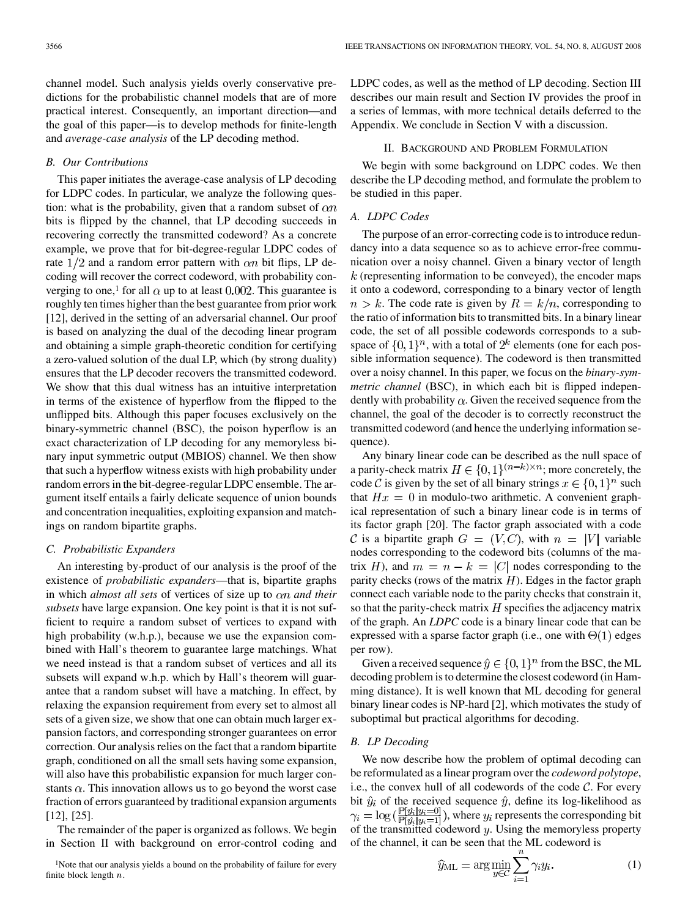channel model. Such analysis yields overly conservative predictions for the probabilistic channel models that are of more practical interest. Consequently, an important direction—and the goal of this paper—is to develop methods for finite-length and *average-case analysis* of the LP decoding method.

### B. Our Contributions

This paper initiates the average-case analysis of LP decoding for LDPC codes. In particular, we analyze the following question: what is the probability, given that a random subset of $\alpha n$ bits is flipped by the channel, that LP decoding succeeds in recovering correctly the transmitted codeword? As a concrete example, we prove that for bit-degree-regular LDPC codes of rate $1/2$ and a random error pattern with $\alpha n$ bit flips, LP decoding will recover the correct codeword, with probability converging to one,[1] for all $\alpha$ up to at least $0.002$. This guarantee is roughly ten times higher than the best guarantee from prior work [12], derived in the setting of an adversarial channel. Our proof is based on analyzing the dual of the decoding linear program and obtaining a simple graph-theoretic condition for certifying a zero-valued solution of the dual LP, which (by strong duality) ensures that the LP decoder recovers the transmitted codeword. We show that this dual witness has an intuitive interpretation in terms of the existence of hyperflow from the flipped to the unflipped bits. Although this paper focuses exclusively on the binary-symmetric channel (BSC), the poison hyperflow is an exact characterization of LP decoding for any memoryless binary input symmetric output (MBIOS) channel. We then show that such a hyperflow witness exists with high probability under random errors in the bit-degree-regular LDPC ensemble. The argument itself entails a fairly delicate sequence of union bounds and concentration inequalities, exploiting expansion and matchings on random bipartite graphs.

### C. Probabilistic Expanders

An interesting by-product of our analysis is the proof of the existence of *probabilistic expanders*—that is, bipartite graphs in which *almost all sets* of vertices of size up to $\alpha n$ *and their subsets* have large expansion. One key point is that it is not sufficient to require a random subset of vertices to expand with high probability (w.h.p.), because we use the expansion combined with Hall's theorem to guarantee large matchings. What we need instead is that a random subset of vertices and all its subsets will expand w.h.p. which by Hall's theorem will guarantee that a random subset will have a matching. In effect, by relaxing the expansion requirement from every set to almost all sets of a given size, we show that one can obtain much larger expansion factors, and corresponding stronger guarantees on error correction. Our analysis relies on the fact that a random bipartite graph, conditioned on all the small sets having some expansion, will also have this probabilistic expansion for much larger constants $\alpha$. This innovation allows us to go beyond the worst case fraction of errors guaranteed by traditional expansion arguments [12], [25].

The remainder of the paper is organized as follows. We begin in Section II with background on error-control coding and LDPC codes, as well as the method of LP decoding. Section III describes our main result and Section IV provides the proof in a series of lemmas, with more technical details deferred to the Appendix. We conclude in Section V with a discussion.

## II. Background and Problem Formulation

We begin with some background on LDPC codes. We then describe the LP decoding method, and formulate the problem to be studied in this paper.

### A. LDPC Codes

The purpose of an error-correcting code is to introduce redundancy into a data sequence so as to achieve error-free communication over a noisy channel. Given a binary vector of length $k$ (representing information to be conveyed), the encoder maps it onto a codeword, corresponding to a binary vector of length $n > k$. The code rate is given by $R = k/n$, corresponding to the ratio of information bits to transmitted bits. In a binary linear code, the set of all possible codewords corresponds to a subspace of $\{0,1\}^n$, with a total of $2^k$ elements (one for each possible information sequence). The codeword is then transmitted over a noisy channel. In this paper, we focus on the *binary-symmetric channel* (BSC), in which each bit is flipped independently with probability $\alpha$. Given the received sequence from the channel, the goal of the decoder is to correctly reconstruct the transmitted codeword (and hence the underlying information sequence).

Any binary linear code can be described as the null space of a parity-check matrix $H \in \{0,1\}^{(n-k)\times n}$; more concretely, the code $\mathcal{C}$ is given by the set of all binary strings $x \in \{0,1\}^n$ such that $Hx = 0$ in modulo-two arithmetic. A convenient graphical representation of such a binary linear code is in terms of its factor graph [20]. The factor graph associated with a code $\mathcal{C}$ is a bipartite graph $G = (V, C)$, with $n = |V|$ variable nodes corresponding to the codeword bits (columns of the matrix $H$), and $m = n - k = |C|$ nodes corresponding to the parity checks (rows of the matrix $H$). Edges in the factor graph connect each variable node to the parity checks that constrain it, so that the parity-check matrix $H$ specifies the adjacency matrix of the graph. An *LDPC* code is a binary linear code that can be expressed with a sparse factor graph (i.e., one with $\Theta(1)$ edges per row).

Given a received sequence $\hat{y} \in \{0,1\}^n$ from the BSC, the ML decoding problem is to determine the closest codeword (in Hamming distance). It is well known that ML decoding for general binary linear codes is NP-hard [2], which motivates the study of suboptimal but practical algorithms for decoding.

### B. LP Decoding

We now describe how the problem of optimal decoding can be reformulated as a linear program over the *codeword polytope*, i.e., the convex hull of all codewords of the code $\mathcal{C}$. For every bit $\hat{y}_i$ of the received sequence $\hat{y}$, define its log-likelihood as $\gamma_i = \log\left(\frac{\mathbb{P}[\hat{y}_i|y_i=0]}{\mathbb{P}[\hat{y}_i|y_i=1]}\right)$, where $y_i$ represents the corresponding bit of the transmitted codeword $y$. Using the memoryless property of the channel, it can be seen that the ML codeword is

$$\widehat{y}_{\mathrm{ML}} = \arg\min_{y \in \mathcal{C}} \sum_{i=1}^{n} \gamma_i y_i. \tag{1}$$

[1]Note that our analysis yields a bound on the probability of failure for every finite block length $n$.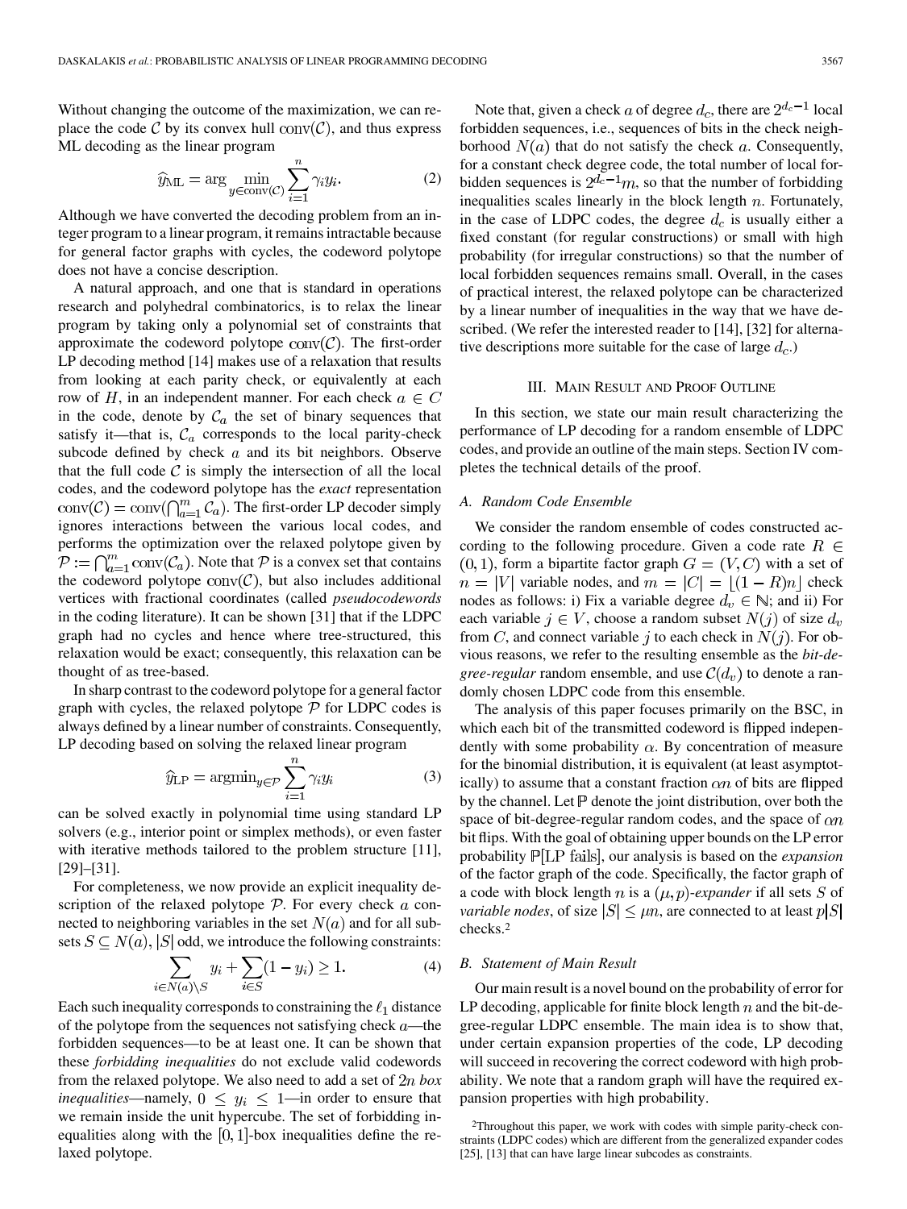Without changing the outcome of the maximization, we can replace the code $\mathcal{C}$ by its convex hull $\mathrm{conv}(\mathcal{C})$, and thus express ML decoding as the linear program

$$\widehat{y}_{\mathrm{ML}} = \arg\min_{y \in \mathrm{conv}(\mathcal{C})} \sum_{i=1}^{n} \gamma_i y_i. \tag{2}$$

Although we have converted the decoding problem from an integer program to a linear program, it remains intractable because for general factor graphs with cycles, the codeword polytope does not have a concise description.

A natural approach, and one that is standard in operations research and polyhedral combinatorics, is to relax the linear program by taking only a polynomial set of constraints that approximate the codeword polytope $\mathrm{conv}(\mathcal{C})$. The first-order LP decoding method [14] makes use of a relaxation that results from looking at each parity check, or equivalently at each row of $H$, in an independent manner. For each check $a \in C$ in the code, denote by $\mathcal{C}_a$ the set of binary sequences that satisfy it—that is, $\mathcal{C}_a$ corresponds to the local parity-check subcode defined by check $a$ and its bit neighbors. Observe that the full code $\mathcal{C}$ is simply the intersection of all the local codes, and the codeword polytope has the *exact* representation $\mathrm{conv}(\mathcal{C}) = \mathrm{conv}(\bigcap_{a=1}^{m} \mathcal{C}_a)$. The first-order LP decoder simply ignores interactions between the various local codes, and performs the optimization over the relaxed polytope given by $\mathcal{P} := \bigcap_{a=1}^{m} \mathrm{conv}(\mathcal{C}_a)$. Note that $\mathcal{P}$ is a convex set that contains the codeword polytope $\mathrm{conv}(\mathcal{C})$, but also includes additional vertices with fractional coordinates (called *pseudocodewords* in the coding literature). It can be shown [31] that if the LDPC graph had no cycles and hence where tree-structured, this relaxation would be exact; consequently, this relaxation can be thought of as tree-based.

In sharp contrast to the codeword polytope for a general factor graph with cycles, the relaxed polytope $\mathcal{P}$ for LDPC codes is always defined by a linear number of constraints. Consequently, LP decoding based on solving the relaxed linear program

$$\widehat{y}_{\mathrm{LP}} = \mathrm{argmin}_{y \in \mathcal{P}} \sum_{i=1}^{n} \gamma_i y_i \tag{3}$$

can be solved exactly in polynomial time using standard LP solvers (e.g., interior point or simplex methods), or even faster with iterative methods tailored to the problem structure [11], [29]–[31].

For completeness, we now provide an explicit inequality description of the relaxed polytope $\mathcal{P}$. For every check $a$ connected to neighboring variables in the set $N(a)$ and for all subsets $S \subseteq N(a)$, $|S|$ odd, we introduce the following constraints:

$$\sum_{i \in N(a) \setminus S} y_i + \sum_{i \in S} (1 - y_i) \geq 1. \tag{4}$$

Each such inequality corresponds to constraining the $\ell_1$ distance of the polytope from the sequences not satisfying check $a$—the forbidden sequences—to be at least one. It can be shown that these *forbidding inequalities* do not exclude valid codewords from the relaxed polytope. We also need to add a set of $2n$ *box inequalities*—namely, $0 \leq y_i \leq 1$—in order to ensure that we remain inside the unit hypercube. The set of forbidding inequalities along with the $[0,1]$-box inequalities define the relaxed polytope.

Note that, given a check $a$ of degree $d_c$, there are $2^{d_c - 1}$ local forbidden sequences, i.e., sequences of bits in the check neighborhood $N(a)$ that do not satisfy the check $a$. Consequently, for a constant check degree code, the total number of local forbidden sequences is $2^{d_c - 1} m$, so that the number of forbidding inequalities scales linearly in the block length $n$. Fortunately, in the case of LDPC codes, the degree $d_c$ is usually either a fixed constant (for regular constructions) or small with high probability (for irregular constructions) so that the number of local forbidden sequences remains small. Overall, in the cases of practical interest, the relaxed polytope can be characterized by a linear number of inequalities in the way that we have described. (We refer the interested reader to [14], [32] for alternative descriptions more suitable for the case of large $d_c$.)

## III. Main Result and Proof Outline

In this section, we state our main result characterizing the performance of LP decoding for a random ensemble of LDPC codes, and provide an outline of the main steps. Section IV completes the technical details of the proof.

### A. Random Code Ensemble

We consider the random ensemble of codes constructed according to the following procedure. Given a code rate $R \in (0, 1)$, form a bipartite factor graph $G = (V, C)$ with a set of $n = |V|$ variable nodes, and $m = |C| = \lfloor (1 - R)n \rfloor$ check nodes as follows: i) Fix a variable degree $d_v \in \mathbb{N}$; and ii) For each variable $j \in V$, choose a random subset $N(j)$ of size $d_v$ from $C$, and connect variable $j$ to each check in $N(j)$. For obvious reasons, we refer to the resulting ensemble as the *bit-degree-regular* random ensemble, and use $\mathcal{C}(d_v)$ to denote a randomly chosen LDPC code from this ensemble.

The analysis of this paper focuses primarily on the BSC, in which each bit of the transmitted codeword is flipped independently with some probability $\alpha$. By concentration of measure for the binomial distribution, it is equivalent (at least asymptotically) to assume that a constant fraction $\alpha n$ of bits are flipped by the channel. Let $\mathbb{P}$ denote the joint distribution, over both the space of bit-degree-regular random codes, and the space of $\alpha n$ bit flips. With the goal of obtaining upper bounds on the LP error probability $\mathbb{P}[\text{LP fails}]$, our analysis is based on the *expansion* of the factor graph of the code. Specifically, the factor graph of a code with block length $n$ is a $(\mu, p)$-*expander* if all sets $S$ of *variable nodes*, of size $|S| \leq \mu n$, are connected to at least $p|S|$ checks.[2]

### B. Statement of Main Result

Our main result is a novel bound on the probability of error for LP decoding, applicable for finite block length $n$ and the bit-degree-regular LDPC ensemble. The main idea is to show that, under certain expansion properties of the code, LP decoding will succeed in recovering the correct codeword with high probability. We note that a random graph will have the required expansion properties with high probability.

[2]Throughout this paper, we work with codes with simple parity-check constraints (LDPC codes) which are different from the generalized expander codes [25], [13] that can have large linear subcodes as constraints.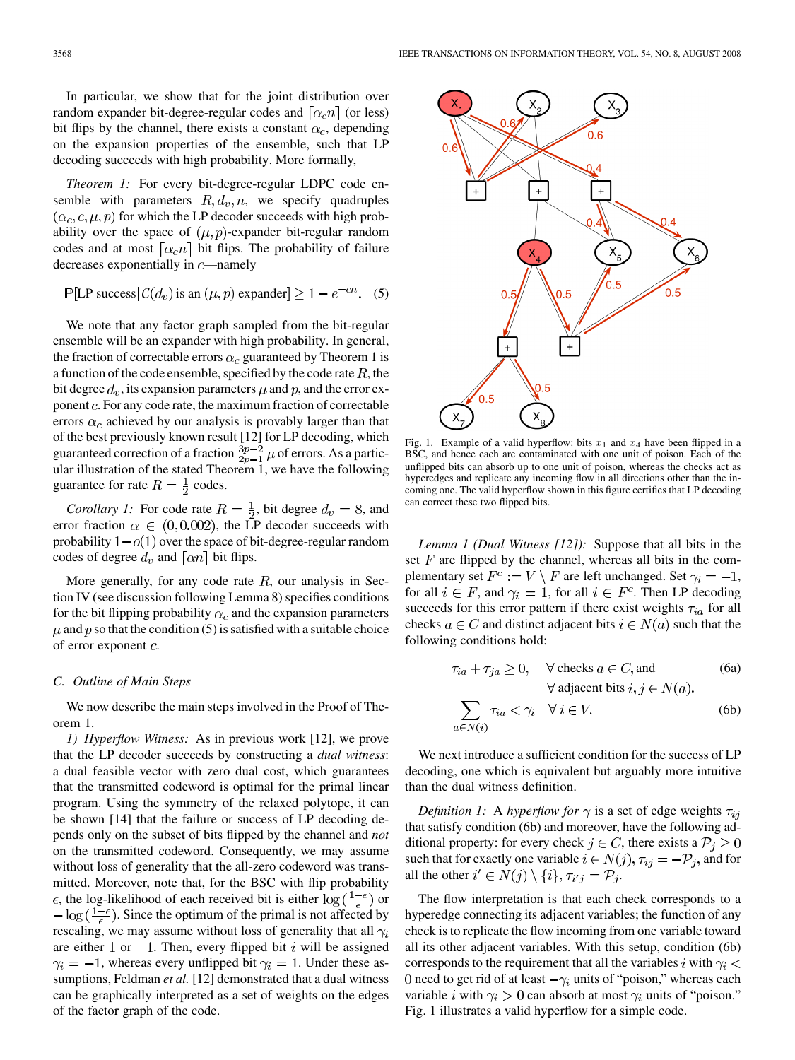In particular, we show that for the joint distribution over random expander bit-degree-regular codes and $\lceil \alpha_c n \rceil$ (or less) bit flips by the channel, there exists a constant $\alpha_c$, depending on the expansion properties of the ensemble, such that LP decoding succeeds with high probability. More formally,

*Theorem 1:* For every bit-degree-regular LDPC code ensemble with parameters $R, d_v, n$, we specify quadruples $(\alpha_c, c, \mu, p)$ for which the LP decoder succeeds with high probability over the space of $(\mu, p)$-expander bit-regular random codes and at most $\lceil \alpha_c n \rceil$ bit flips. The probability of failure decreases exponentially in $c$—namely

$$\mathbb{P}[\text{LP success} | \mathcal{C}(d_v) \text{ is an } (\mu, p) \text{ expander}] \geq 1 - e^{-cn}. \quad (5)$$

We note that any factor graph sampled from the bit-regular ensemble will be an expander with high probability. In general, the fraction of correctable errors $\alpha_c$ guaranteed by Theorem 1 is a function of the code ensemble, specified by the code rate $R$, the bit degree $d_v$, its expansion parameters $\mu$ and $p$, and the error exponent $c$. For any code rate, the maximum fraction of correctable errors $\alpha_c$ achieved by our analysis is provably larger than that of the best previously known result [12] for LP decoding, which guaranteed correction of a fraction $\frac{3p-2}{2p-1}\mu$ of errors. As a particular illustration of the stated Theorem 1, we have the following guarantee for rate $R = \frac{1}{2}$ codes.

*Corollary 1:* For code rate $R = \frac{1}{2}$, bit degree $d_v = 8$, and error fraction $\alpha \in (0, 0.002)$, the LP decoder succeeds with probability $1 - o(1)$ over the space of bit-degree-regular random codes of degree $d_v$ and $\lceil \alpha n \rceil$ bit flips.

More generally, for any code rate $R$, our analysis in Section IV (see discussion following Lemma 8) specifies conditions for the bit flipping probability $\alpha_c$ and the expansion parameters $\mu$ and $p$ so that the condition (5) is satisfied with a suitable choice of error exponent $c$.

### C. Outline of Main Steps

We now describe the main steps involved in the Proof of Theorem 1.

*1) Hyperflow Witness:* As in previous work [12], we prove that the LP decoder succeeds by constructing a *dual witness*: a dual feasible vector with zero dual cost, which guarantees that the transmitted codeword is optimal for the primal linear program. Using the symmetry of the relaxed polytope, it can be shown [14] that the failure or success of LP decoding depends only on the subset of bits flipped by the channel and *not* on the transmitted codeword. Consequently, we may assume without loss of generality that the all-zero codeword was transmitted. Moreover, note that, for the BSC with flip probability $\epsilon$, the log-likelihood of each received bit is either $\log\left(\frac{1-\epsilon}{\epsilon}\right)$ or $-\log\left(\frac{1-\epsilon}{\epsilon}\right)$. Since the optimum of the primal is not affected by rescaling, we may assume without loss of generality that all $\gamma_i$ are either 1 or $-1$. Then, every flipped bit $i$ will be assigned $\gamma_i = -1$, whereas every unflipped bit $\gamma_i = 1$. Under these assumptions, Feldman *et al.* [12] demonstrated that a dual witness can be graphically interpreted as a set of weights on the edges of the factor graph of the code.

Fig. 1. Example of a valid hyperflow: bits $x_1$ and $x_4$ have been flipped in a BSC, and hence each are contaminated with one unit of poison. Each of the unflipped bits can absorb up to one unit of poison, whereas the checks act as hyperedges and replicate any incoming flow in all directions other than the incoming one. The valid hyperflow shown in this figure certifies that LP decoding can correct these two flipped bits.

*Lemma 1 (Dual Witness [12]):* Suppose that all bits in the set $F$ are flipped by the channel, whereas all bits in the complementary set $F^c := V \setminus F$ are left unchanged. Set $\gamma_i = -1$, for all $i \in F$, and $\gamma_i = 1$, for all $i \in F^c$. Then LP decoding succeeds for this error pattern if there exist weights $\tau_{ia}$ for all checks $a \in C$ and distinct adjacent bits $i \in N(a)$ such that the following conditions hold:

$$\tau_{ia} + \tau_{ja} \geq 0, \quad \forall \text{ checks } a \in C, \text{ and } \forall \text{ adjacent bits } i, j \in N(a). \quad (6a)$$

$$\sum_{a \in N(i)} \tau_{ia} < \gamma_i \quad \forall i \in V. \quad (6b)$$

We next introduce a sufficient condition for the success of LP decoding, one which is equivalent but arguably more intuitive than the dual witness definition.

*Definition 1:* A *hyperflow for* $\gamma$ is a set of edge weights $\tau_{ij}$ that satisfy condition (6b) and moreover, have the following additional property: for every check $j \in C$, there exists a $\mathcal{P}_j \geq 0$ such that for exactly one variable $i \in N(j)$, $\tau_{ij} = -\mathcal{P}_j$, and for all the other $i' \in N(j) \setminus \{i\}$, $\tau_{i'j} = \mathcal{P}_j$.

The flow interpretation is that each check corresponds to a hyperedge connecting its adjacent variables; the function of any check is to replicate the flow incoming from one variable toward all its other adjacent variables. With this setup, condition (6b) corresponds to the requirement that all the variables $i$ with $\gamma_i < 0$ need to get rid of at least $-\gamma_i$ units of "poison," whereas each variable $i$ with $\gamma_i > 0$ can absorb at most $\gamma_i$ units of "poison." Fig. 1 illustrates a valid hyperflow for a simple code.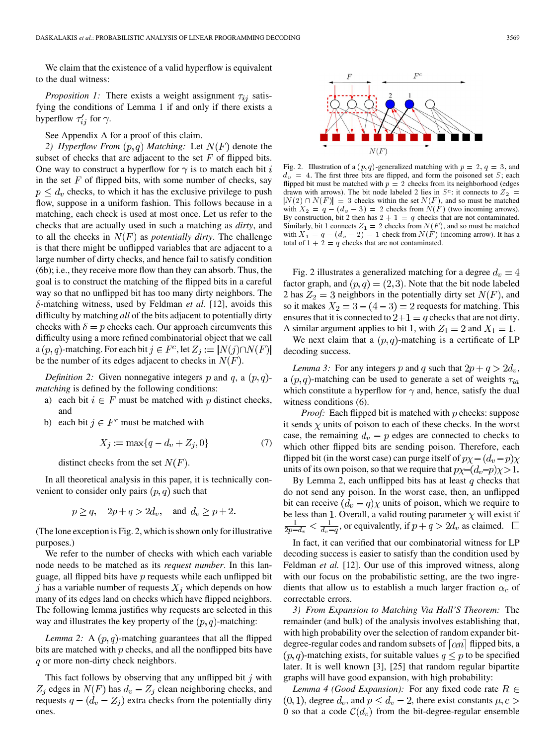We claim that the existence of a valid hyperflow is equivalent to the dual witness:

*Proposition 1:* There exists a weight assignment $\tau_{ij}$ satisfying the conditions of Lemma 1 if and only if there exists a hyperflow $\tau'_{ij}$ for $\gamma$.

See Appendix A for a proof of this claim.

*2) Hyperflow From $(p, q)$ Matching:* Let $N(F)$ denote the subset of checks that are adjacent to the set $F$ of flipped bits. One way to construct a hyperflow for $\gamma$ is to match each bit $i$ in the set $F$ of flipped bits, with some number of checks, say $p \leq d_v$ checks, to which it has the exclusive privilege to push flow, suppose in a uniform fashion. This follows because in a matching, each check is used at most once. Let us refer to the checks that are actually used in such a matching as *dirty*, and to all the checks in $N(F)$ as *potentially dirty*. The challenge is that there might be unflipped variables that are adjacent to a large number of dirty checks, and hence fail to satisfy condition (6b); i.e., they receive more flow than they can absorb. Thus, the goal is to construct the matching of the flipped bits in a careful way so that no unflipped bit has too many dirty neighbors. The $\delta$-matching witness, used by Feldman *et al.* [12], avoids this difficulty by matching *all* of the bits adjacent to potentially dirty checks with $\delta = p$ checks each. Our approach circumvents this difficulty using a more refined combinatorial object that we call a $(p, q)$-matching. For each bit $j \in F^c$, let $Z_j := |N(j) \cap N(F)|$ be the number of its edges adjacent to checks in $N(F)$.

*Definition 2:* Given nonnegative integers $p$ and $q$, a $(p, q)$-*matching* is defined by the following conditions:

a) each bit $i \in F$ must be matched with $p$ distinct checks, and

b) each bit $j \in F^c$ must be matched with

$$X_j := \max\{q - d_v + Z_j, 0\} \tag{7}$$

distinct checks from the set $N(F)$.

In all theoretical analysis in this paper, it is technically convenient to consider only pairs $(p, q)$ such that

$$p \geq q, \quad 2p + q > 2d_v, \quad \text{and } d_v \geq p + 2.$$

(The lone exception is Fig. 2, which is shown only for illustrative purposes.)

We refer to the number of checks with which each variable node needs to be matched as its *request number*. In this language, all flipped bits have $p$ requests while each unflipped bit $j$ has a variable number of requests $X_j$ which depends on how many of its edges land on checks which have flipped neighbors. The following lemma justifies why requests are selected in this way and illustrates the key property of the $(p, q)$-matching:

*Lemma 2:* A $(p, q)$-matching guarantees that all the flipped bits are matched with $p$ checks, and all the nonflipped bits have $q$ or more non-dirty check neighbors.

This fact follows by observing that any unflipped bit $j$ with $Z_j$ edges in $N(F)$ has $d_v - Z_j$ clean neighboring checks, and requests $q - (d_v - Z_j)$ extra checks from the potentially dirty ones.

Fig. 2. Illustration of a $(p, q)$-generalized matching with $p = 2$, $q = 3$, and $d_v = 4$. The first three bits are flipped, and form the poisoned set $S$; each flipped bit must be matched with $p = 2$ checks from its neighborhood (edges drawn with arrows). The bit node labeled 2 lies in $S^c$: it connects to $Z_2 = |N(2) \cap N(F)| = 3$ checks within the set $N(F)$, and so must be matched with $X_2 = q - (d_v - 3) = 2$ checks from $N(F)$ (two incoming arrows). By construction, bit 2 then has $2 + 1 = q$ checks that are not contaminated. Similarly, bit 1 connects $Z_1 = 2$ checks from $N(F)$, and so must be matched with $X_1 = q - (d_v - 2) = 1$ check from $N(F)$ (incoming arrow). It has a total of $1 + 2 = q$ checks that are not contaminated.

Fig. 2 illustrates a generalized matching for a degree $d_v = 4$ factor graph, and $(p, q) = (2, 3)$. Note that the bit node labeled 2 has $Z_2 = 3$ neighbors in the potentially dirty set $N(F)$, and so it makes $X_2 = 3 - (4 - 3) = 2$ requests for matching. This ensures that it is connected to $2 + 1 = q$ checks that are not dirty. A similar argument applies to bit 1, with $Z_1 = 2$ and $X_1 = 1$.

We next claim that a $(p, q)$-matching is a certificate of LP decoding success.

*Lemma 3:* For any integers $p$ and $q$ such that $2p + q > 2d_v$, a $(p, q)$-matching can be used to generate a set of weights $\tau_{ia}$ which constitute a hyperflow for $\gamma$ and, hence, satisfy the dual witness conditions (6).

*Proof:* Each flipped bit is matched with $p$ checks: suppose it sends $\chi$ units of poison to each of these checks. In the worst case, the remaining $d_v - p$ edges are connected to checks to which other flipped bits are sending poison. Therefore, each flipped bit (in the worst case) can purge itself of $p\chi - (d_v - p)\chi$ units of its own poison, so that we require that $p\chi - (d_v - p)\chi > 1$.

By Lemma 2, each unflipped bits has at least $q$ checks that do not send any poison. In the worst case, then, an unflipped bit can receive $(d_v - q)\chi$ units of poison, which we require to be less than 1. Overall, a valid routing parameter $\chi$ will exist if $\frac{1}{2p - d_v} < \frac{1}{d_v - q}$, or equivalently, if $p + q > 2d_v$ as claimed. $\square$

In fact, it can verified that our combinatorial witness for LP decoding success is easier to satisfy than the condition used by Feldman *et al.* [12]. Our use of this improved witness, along with our focus on the probabilistic setting, are the two ingredients that allow us to establish a much larger fraction $\alpha_c$ of correctable errors.

*3) From Expansion to Matching Via Hall'S Theorem:* The remainder (and bulk) of the analysis involves establishing that, with high probability over the selection of random expander bit-degree-regular codes and random subsets of $\lceil \alpha n \rceil$ flipped bits, a $(p, q)$-matching exists, for suitable values $q \leq p$ to be specified later. It is well known [3], [25] that random regular bipartite graphs will have good expansion, with high probability:

*Lemma 4 (Good Expansion):* For any fixed code rate $R \in (0, 1)$, degree $d_v$, and $p \leq d_v - 2$, there exist constants $\mu, c > 0$ so that a code $\mathcal{C}(d_v)$ from the bit-degree-regular ensemble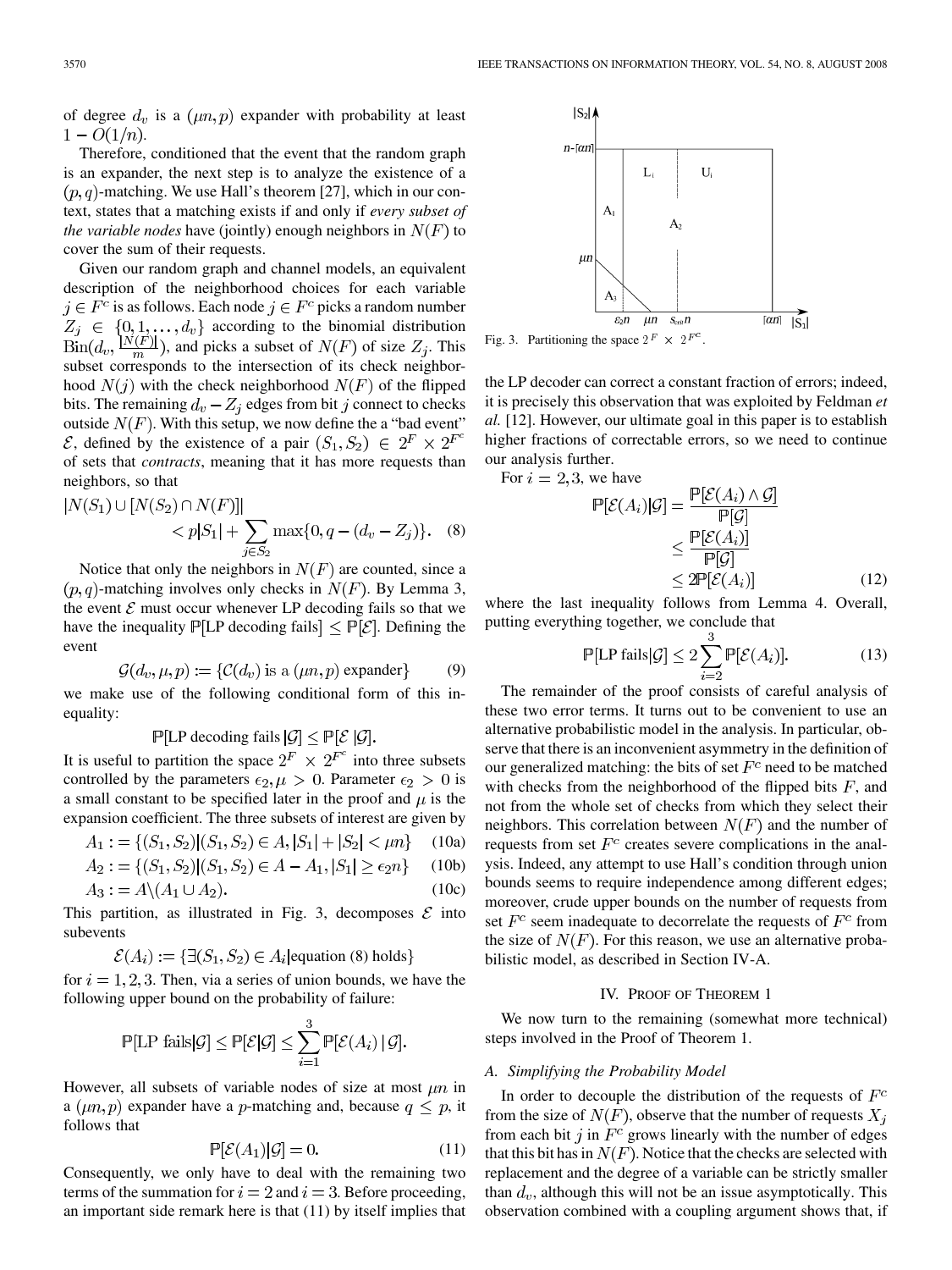of degree $d_v$ is a $(\mu n, p)$ expander with probability at least $1 - O(1/n)$.

Therefore, conditioned that the event that the random graph is an expander, the next step is to analyze the existence of a $(p,q)$-matching. We use Hall's theorem [27], which in our context, states that a matching exists if and only if *every subset of the variable nodes* have (jointly) enough neighbors in $N(F)$ to cover the sum of their requests.

Given our random graph and channel models, an equivalent description of the neighborhood choices for each variable $j \in F^c$ is as follows. Each node $j \in F^c$ picks a random number $Z_j \in \{0, 1, \ldots, d_v\}$ according to the binomial distribution $\mathrm{Bin}(d_v, \frac{|N(F)|}{m})$, and picks a subset of $N(F)$ of size $Z_j$. This subset corresponds to the intersection of its check neighborhood $N(j)$ with the check neighborhood $N(F)$ of the flipped bits. The remaining $d_v - Z_j$ edges from bit $j$ connect to checks outside $N(F)$. With this setup, we now define the a "bad event" $\mathcal{E}$, defined by the existence of a pair $(S_1, S_2) \in 2^F \times 2^{F^c}$ of sets that *contracts*, meaning that it has more requests than neighbors, so that

$$|N(S_1) \cup [N(S_2) \cap N(F)]| < p|S_1| + \sum_{j \in S_2} \max\{0, q - (d_v - Z_j)\}. \quad (8)$$

Notice that only the neighbors in $N(F)$ are counted, since a $(p,q)$-matching involves only checks in $N(F)$. By Lemma 3, the event $\mathcal{E}$ must occur whenever LP decoding fails so that we have the inequality $\mathbb{P}[\text{LP decoding fails}] \leq \mathbb{P}[\mathcal{E}]$. Defining the event

$$\mathcal{G}(d_v, \mu, p) := \{\mathcal{C}(d_v) \text{ is a } (\mu n, p) \text{ expander}\} \quad (9)$$

we make use of the following conditional form of this inequality:

$$\mathbb{P}[\text{LP decoding fails} \,|\mathcal{G}] \leq \mathbb{P}[\mathcal{E} \,|\mathcal{G}].$$

It is useful to partition the space $2^F \times 2^{F^c}$ into three subsets controlled by the parameters $\epsilon_2, \mu > 0$. Parameter $\epsilon_2 > 0$ is a small constant to be specified later in the proof and $\mu$ is the expansion coefficient. The three subsets of interest are given by

$$A_1 := \{(S_1, S_2) | (S_1, S_2) \in A, |S_1| + |S_2| < \mu n\} \quad (10a)$$

$$A_2 := \{(S_1, S_2) | (S_1, S_2) \in A - A_1, |S_1| \geq \epsilon_2 n\} \quad (10b)$$

$$A_3 := A \backslash (A_1 \cup A_2). \quad (10c)$$

This partition, as illustrated in Fig. 3, decomposes $\mathcal{E}$ into subevents

$$\mathcal{E}(A_i) := \{\exists (S_1, S_2) \in A_i | \text{equation (8) holds}\}$$

for $i = 1, 2, 3$. Then, via a series of union bounds, we have the following upper bound on the probability of failure:

$$\mathbb{P}[\text{LP fails}|\mathcal{G}] \leq \mathbb{P}[\mathcal{E}|\mathcal{G}] \leq \sum_{i=1}^{3} \mathbb{P}[\mathcal{E}(A_i) \,|\, \mathcal{G}].$$

However, all subsets of variable nodes of size at most $\mu n$ in a $(\mu n, p)$ expander have a $p$-matching and, because $q \leq p$, it follows that

$$\mathbb{P}[\mathcal{E}(A_1)|\mathcal{G}] = 0. \quad (11)$$

Consequently, we only have to deal with the remaining two terms of the summation for $i = 2$ and $i = 3$. Before proceeding, an important side remark here is that (11) by itself implies that the LP decoder can correct a constant fraction of errors; indeed, it is precisely this observation that was exploited by Feldman *et al.* [12]. However, our ultimate goal in this paper is to establish higher fractions of correctable errors, so we need to continue our analysis further.

Fig. 3. Partitioning the space $2^F \times 2^{F^c}$.

For $i = 2, 3$, we have

$$\begin{aligned}
\mathbb{P}[\mathcal{E}(A_i)|\mathcal{G}] &= \frac{\mathbb{P}[\mathcal{E}(A_i) \wedge \mathcal{G}]}{\mathbb{P}[\mathcal{G}]} \\
&\leq \frac{\mathbb{P}[\mathcal{E}(A_i)]}{\mathbb{P}[\mathcal{G}]} \\
&\leq 2\mathbb{P}[\mathcal{E}(A_i)]
\end{aligned} \quad (12)$$

where the last inequality follows from Lemma 4. Overall, putting everything together, we conclude that

$$\mathbb{P}[\text{LP fails}|\mathcal{G}] \leq 2\sum_{i=2}^{3} \mathbb{P}[\mathcal{E}(A_i)]. \quad (13)$$

The remainder of the proof consists of careful analysis of these two error terms. It turns out to be convenient to use an alternative probabilistic model in the analysis. In particular, observe that there is an inconvenient asymmetry in the definition of our generalized matching: the bits of set $F^c$ need to be matched with checks from the neighborhood of the flipped bits $F$, and not from the whole set of checks from which they select their neighbors. This correlation between $N(F)$ and the number of requests from set $F^c$ creates severe complications in the analysis. Indeed, any attempt to use Hall's condition through union bounds seems to require independence among different edges; moreover, crude upper bounds on the number of requests from set $F^c$ seem inadequate to decorrelate the requests of $F^c$ from the size of $N(F)$. For this reason, we use an alternative probabilistic model, as described in Section IV-A.

## IV. Proof of Theorem 1

We now turn to the remaining (somewhat more technical) steps involved in the Proof of Theorem 1.

### A. Simplifying the Probability Model

In order to decouple the distribution of the requests of $F^c$ from the size of $N(F)$, observe that the number of requests $X_j$ from each bit $j$ in $F^c$ grows linearly with the number of edges that this bit has in $N(F)$. Notice that the checks are selected with replacement and the degree of a variable can be strictly smaller than $d_v$, although this will not be an issue asymptotically. This observation combined with a coupling argument shows that, if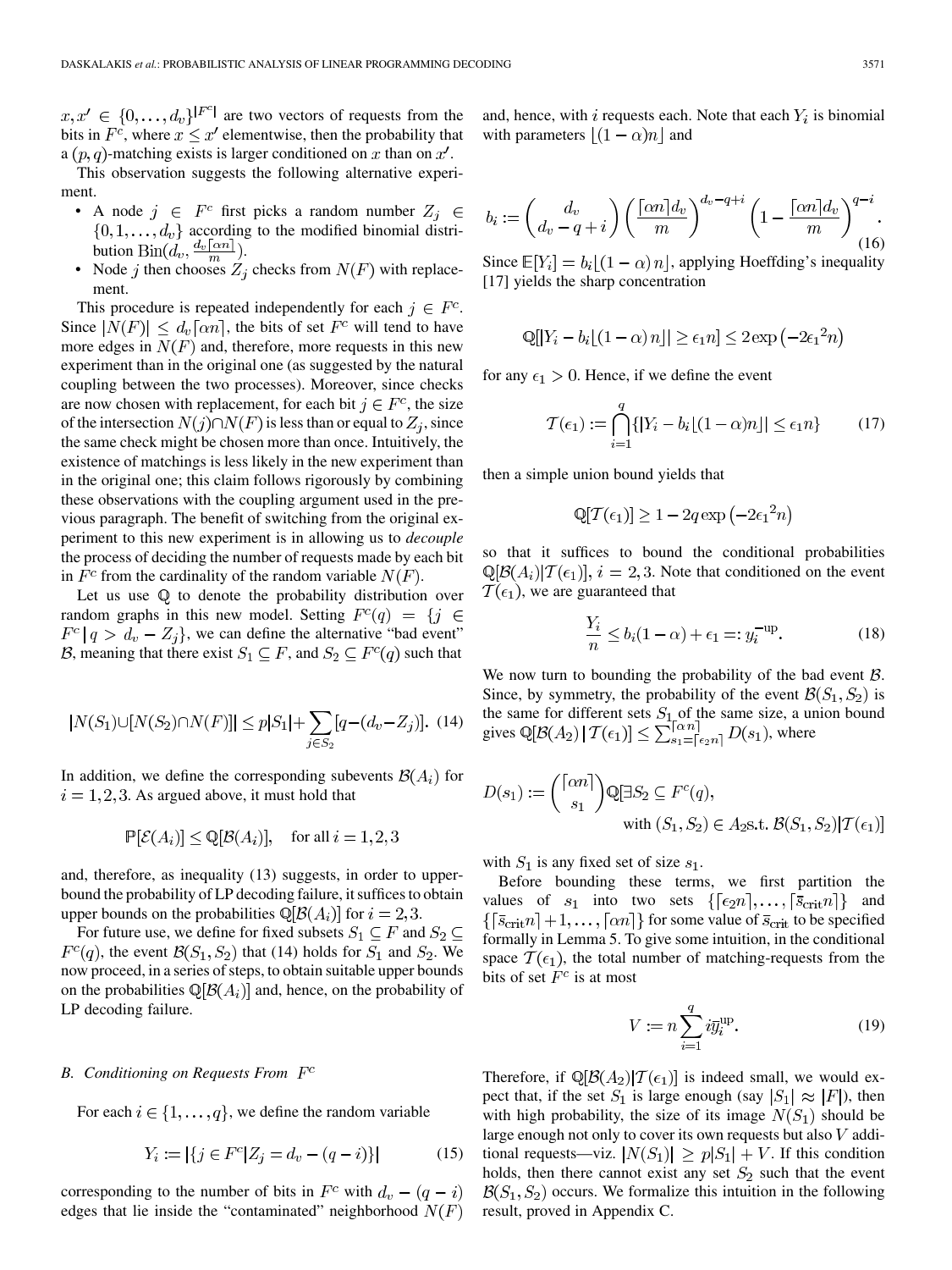$x, x' \in \{0, \ldots, d_v\}^{|F^c|}$ are two vectors of requests from the bits in $F^c$, where $x \leq x'$ elementwise, then the probability that a $(p,q)$-matching exists is larger conditioned on $x$ than on $x'$.

This observation suggests the following alternative experiment.

- A node $j \in F^c$ first picks a random number $Z_j \in \{0, 1, \ldots, d_v\}$ according to the modified binomial distribution $\text{Bin}(d_v, \frac{d_v \lceil \alpha n \rceil}{m})$.
- Node $j$ then chooses $Z_j$ checks from $N(F)$ with replacement.

This procedure is repeated independently for each $j \in F^c$. Since $|N(F)| \leq d_v \lceil \alpha n \rceil$, the bits of set $F^c$ will tend to have more edges in $N(F)$ and, therefore, more requests in this new experiment than in the original one (as suggested by the natural coupling between the two processes). Moreover, since checks are now chosen with replacement, for each bit $j \in F^c$, the size of the intersection $N(j) \cap N(F)$ is less than or equal to $Z_j$, since the same check might be chosen more than once. Intuitively, the existence of matchings is less likely in the new experiment than in the original one; this claim follows rigorously by combining these observations with the coupling argument used in the previous paragraph. The benefit of switching from the original experiment to this new experiment is in allowing us to *decouple* the process of deciding the number of requests made by each bit in $F^c$ from the cardinality of the random variable $N(F)$.

Let us use $\mathbb{Q}$ to denote the probability distribution over random graphs in this new model. Setting $F^c(q) = \{j \in F^c \mid q > d_v - Z_j\}$, we can define the alternative "bad event" $\mathcal{B}$, meaning that there exist $S_1 \subseteq F$, and $S_2 \subseteq F^c(q)$ such that

$$|N(S_1) \cup [N(S_2) \cap N(F)]| \leq p|S_1| + \sum_{j \in S_2} [q - (d_v - Z_j)]. \quad (14)$$

In addition, we define the corresponding subevents $\mathcal{B}(A_i)$ for $i = 1, 2, 3$. As argued above, it must hold that

$$\mathbb{P}[\mathcal{E}(A_i)] \leq \mathbb{Q}[\mathcal{B}(A_i)], \quad \text{for all } i = 1, 2, 3$$

and, therefore, as inequality (13) suggests, in order to upper-bound the probability of LP decoding failure, it suffices to obtain upper bounds on the probabilities $\mathbb{Q}[\mathcal{B}(A_i)]$ for $i = 2, 3$.

For future use, we define for fixed subsets $S_1 \subseteq F$ and $S_2 \subseteq F^c(q)$, the event $\mathcal{B}(S_1, S_2)$ that (14) holds for $S_1$ and $S_2$. We now proceed, in a series of steps, to obtain suitable upper bounds on the probabilities $\mathbb{Q}[\mathcal{B}(A_i)]$ and, hence, on the probability of LP decoding failure.

### B. Conditioning on Requests From $F^c$

For each $i \in \{1, \ldots, q\}$, we define the random variable

$$Y_i := |\{j \in F^c | Z_j = d_v - (q - i)\}| \quad (15)$$

corresponding to the number of bits in $F^c$ with $d_v - (q - i)$ edges that lie inside the "contaminated" neighborhood $N(F)$ and, hence, with $i$ requests each. Note that each $Y_i$ is binomial with parameters $\lfloor (1 - \alpha)n \rfloor$ and

$$b_i := \binom{d_v}{d_v - q + i} \left(\frac{\lceil \alpha n \rceil d_v}{m}\right)^{d_v - q + i} \left(1 - \frac{\lceil \alpha n \rceil d_v}{m}\right)^{q - i}. \quad (16)$$

Since $\mathbb{E}[Y_i] = b_i \lfloor (1 - \alpha) n \rfloor$, applying Hoeffding's inequality [17] yields the sharp concentration

$$\mathbb{Q}[|Y_i - b_i \lfloor (1 - \alpha) n \rfloor| \geq \epsilon_1 n] \leq 2 \exp\left(-2{\epsilon_1}^2 n\right)$$

for any $\epsilon_1 > 0$. Hence, if we define the event

$$\mathcal{T}(\epsilon_1) := \bigcap_{i=1}^{q} \{|Y_i - b_i \lfloor (1 - \alpha) n \rfloor| \leq \epsilon_1 n\} \quad (17)$$

then a simple union bound yields that

$$\mathbb{Q}[\mathcal{T}(\epsilon_1)] \geq 1 - 2q \exp\left(-2{\epsilon_1}^2 n\right)$$

so that it suffices to bound the conditional probabilities $\mathbb{Q}[\mathcal{B}(A_i) | \mathcal{T}(\epsilon_1)]$, $i = 2, 3$. Note that conditioned on the event $\mathcal{T}(\epsilon_1)$, we are guaranteed that

$$\frac{Y_i}{n} \leq b_i(1 - \alpha) + \epsilon_1 =: \overline{y}_i^{\text{up}}. \quad (18)$$

We now turn to bounding the probability of the bad event $\mathcal{B}$. Since, by symmetry, the probability of the event $\mathcal{B}(S_1, S_2)$ is the same for different sets $S_1$ of the same size, a union bound gives $\mathbb{Q}[\mathcal{B}(A_2) \,|\, \mathcal{T}(\epsilon_1)] \leq \sum_{s_1 = \lceil \epsilon_2 n \rceil}^{\lceil \alpha n \rceil} D(s_1)$, where

$$D(s_1) := \binom{\lceil \alpha n \rceil}{s_1} \mathbb{Q}[\exists S_2 \subseteq F^c(q), \text{ with } (S_1, S_2) \in A_2 \text{s.t. } \mathcal{B}(S_1, S_2) | \mathcal{T}(\epsilon_1)]$$

with $S_1$ is any fixed set of size $s_1$.

Before bounding these terms, we first partition the values of $s_1$ into two sets $\{\lceil \epsilon_2 n \rceil, \ldots, \lceil \overline{s}_{\text{crit}} n \rceil\}$ and $\{\lceil \overline{s}_{\text{crit}} n \rceil + 1, \ldots, \lceil \alpha n \rceil\}$ for some value of $\overline{s}_{\text{crit}}$ to be specified formally in Lemma 5. To give some intuition, in the conditional space $\mathcal{T}(\epsilon_1)$, the total number of matching-requests from the bits of set $F^c$ is at most

$$V := n \sum_{i=1}^{q} i \overline{y}_i^{\text{up}}. \quad (19)$$

Therefore, if $\mathbb{Q}[\mathcal{B}(A_2) | \mathcal{T}(\epsilon_1)]$ is indeed small, we would expect that, if the set $S_1$ is large enough (say $|S_1| \approx |F|$), then with high probability, the size of its image $N(S_1)$ should be large enough not only to cover its own requests but also $V$ additional requests—viz. $|N(S_1)| \geq p|S_1| + V$. If this condition holds, then there cannot exist any set $S_2$ such that the event $\mathcal{B}(S_1, S_2)$ occurs. We formalize this intuition in the following result, proved in Appendix C.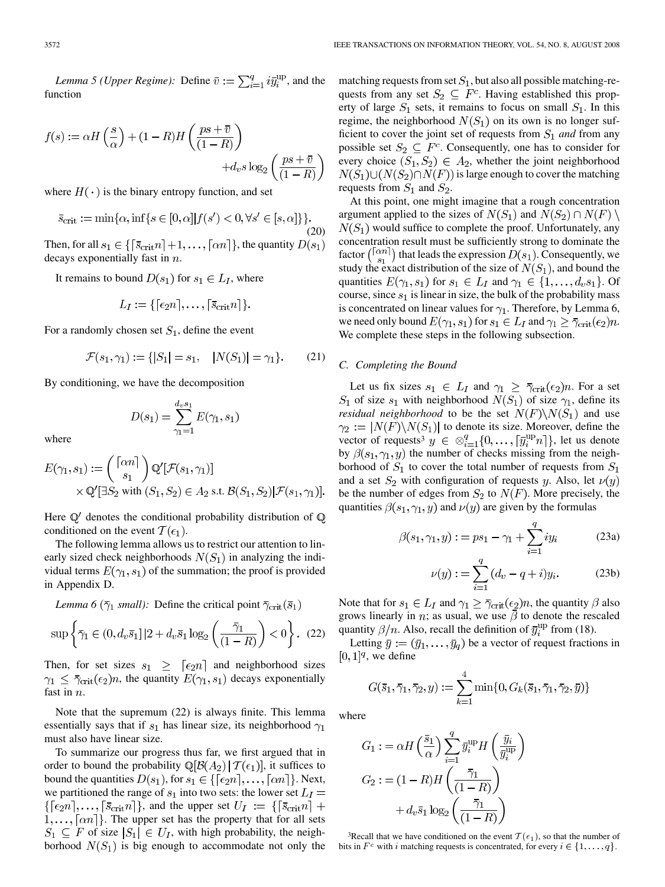*Lemma 5 (Upper Regime):* Define $\bar{v} := \sum_{i=1}^{q} i\bar{y}_i^{\text{up}}$, and the function

$$f(s) := \alpha H\left(\frac{s}{\alpha}\right) + (1-R)H\left(\frac{ps+\bar{v}}{(1-R)}\right) + d_v s \log_2\left(\frac{ps+\bar{v}}{(1-R)}\right)$$

where $H(\cdot)$ is the binary entropy function, and set

$$\bar{s}_{\text{crit}} := \min\{\alpha, \inf\{s \in [0,\alpha] | f(s') < 0, \forall s' \in [s,\alpha]\}\}. \tag{20}$$

Then, for all $s_1 \in \{\lceil \bar{s}_{\text{crit}} n \rceil + 1, \ldots, \lceil \alpha n \rceil\}$, the quantity $D(s_1)$ decays exponentially fast in $n$.

It remains to bound $D(s_1)$ for $s_1 \in L_I$, where

$$L_I := \{\lceil \epsilon_2 n \rceil, \ldots, \lceil \bar{s}_{\text{crit}} n \rceil\}.$$

For a randomly chosen set $S_1$, define the event

$$\mathcal{F}(s_1, \gamma_1) := \{|S_1| = s_1, \quad |N(S_1)| = \gamma_1\}. \tag{21}$$

By conditioning, we have the decomposition

$$D(s_1) = \sum_{\gamma_1=1}^{d_v s_1} E(\gamma_1, s_1)$$

where

$$E(\gamma_1, s_1) := \binom{\lceil \alpha n \rceil}{s_1} \mathbb{Q}'[\mathcal{F}(s_1,\gamma_1)] \times \mathbb{Q}'[\exists S_2 \text{ with } (S_1,S_2) \in A_2 \text{ s.t. } \mathcal{B}(S_1,S_2) | \mathcal{F}(s_1,\gamma_1)].$$

Here $\mathbb{Q}'$ denotes the conditional probability distribution of $\mathbb{Q}$ conditioned on the event $\mathcal{T}(\epsilon_1)$.

The following lemma allows us to restrict our attention to linearly sized check neighborhoods $N(S_1)$ in analyzing the individual terms $E(\gamma_1, s_1)$ of the summation; the proof is provided in Appendix D.

*Lemma 6 ($\bar{\gamma}_1$ small):* Define the critical point $\bar{\gamma}_{\text{crit}}(\bar{s}_1)$

$$\sup\left\{\bar{\gamma}_1 \in (0, d_v \bar{s}_1] \,|\, 2 + d_v \bar{s}_1 \log_2\left(\frac{\bar{\gamma}_1}{(1-R)}\right) < 0\right\}. \tag{22}$$

Then, for set sizes $s_1 \geq \lceil \epsilon_2 n \rceil$ and neighborhood sizes $\gamma_1 \leq \bar{\gamma}_{\text{crit}}(\epsilon_2) n$, the quantity $E(\gamma_1, s_1)$ decays exponentially fast in $n$.

Note that the supremum (22) is always finite. This lemma essentially says that if $s_1$ has linear size, its neighborhood $\gamma_1$ must also have linear size.

To summarize our progress thus far, we first argued that in order to bound the probability $\mathbb{Q}[\mathcal{B}(A_2) \,|\, \mathcal{T}(\epsilon_1)]$, it suffices to bound the quantities $D(s_1)$, for $s_1 \in \{\lceil \epsilon_2 n \rceil, \ldots, \lceil \alpha n \rceil\}$. Next, we partitioned the range of $s_1$ into two sets: the lower set $L_I = \{\lceil \epsilon_2 n \rceil, \ldots, \lceil \bar{s}_{\text{crit}} n \rceil\}$, and the upper set $U_I := \{\lceil \bar{s}_{\text{crit}} n \rceil + 1, \ldots, \lceil \alpha n \rceil\}$. The upper set has the property that for all sets $S_1 \subseteq F$ of size $|S_1| \in U_I$, with high probability, the neighborhood $N(S_1)$ is big enough to accommodate not only the matching requests from set $S_1$, but also all possible matching-requests from any set $S_2 \subseteq F^c$. Having established this property of large $S_1$ sets, it remains to focus on small $S_1$. In this regime, the neighborhood $N(S_1)$ on its own is no longer sufficient to cover the joint set of requests from $S_1$ *and* from any possible set $S_2 \subseteq F^c$. Consequently, one has to consider for every choice $(S_1, S_2) \in A_2$, whether the joint neighborhood $N(S_1) \cup (N(S_2) \cap N(F))$ is large enough to cover the matching requests from $S_1$ and $S_2$.

At this point, one might imagine that a rough concentration argument applied to the sizes of $N(S_1)$ and $N(S_2) \cap N(F) \setminus N(S_1)$ would suffice to complete the proof. Unfortunately, any concentration result must be sufficiently strong to dominate the factor $\binom{\lceil \alpha n \rceil}{s_1}$ that leads the expression $D(s_1)$. Consequently, we study the exact distribution of the size of $N(S_1)$, and bound the quantities $E(\gamma_1, s_1)$ for $s_1 \in L_I$ and $\gamma_1 \in \{1, \ldots, d_v s_1\}$. Of course, since $s_1$ is linear in size, the bulk of the probability mass is concentrated on linear values for $\gamma_1$. Therefore, by Lemma 6, we need only bound $E(\gamma_1, s_1)$ for $s_1 \in L_I$ and $\gamma_1 \geq \bar{\gamma}_{\text{crit}}(\epsilon_2) n$. We complete these steps in the following subsection.

### C. Completing the Bound

Let us fix sizes $s_1 \in L_I$ and $\gamma_1 \geq \bar{\gamma}_{\text{crit}}(\epsilon_2) n$. For a set $S_1$ of size $s_1$ with neighborhood $N(S_1)$ of size $\gamma_1$, define its *residual neighborhood* to be the set $N(F) \setminus N(S_1)$ and use $\gamma_2 := |N(F) \setminus N(S_1)|$ to denote its size. Moreover, define the vector of requests[3] $y \in \otimes_{i=1}^{q} \{0, \ldots, \lceil \bar{y}_i^{\text{up}} n \rceil\}$, let us denote by $\beta(s_1, \gamma_1, y)$ the number of checks missing from the neighborhood of $S_1$ to cover the total number of requests from $S_1$ and a set $S_2$ with configuration of requests $y$. Also, let $\nu(y)$ be the number of edges from $S_2$ to $N(F)$. More precisely, the quantities $\beta(s_1, \gamma_1, y)$ and $\nu(y)$ are given by the formulas

$$\beta(s_1, \gamma_1, y) := ps_1 - \gamma_1 + \sum_{i=1}^{q} i y_i \tag{23a}$$

$$\nu(y) := \sum_{i=1}^{q} (d_v - q + i) y_i. \tag{23b}$$

Note that for $s_1 \in L_I$ and $\gamma_1 \geq \bar{\gamma}_{\text{crit}}(\epsilon_2) n$, the quantity $\beta$ also grows linearly in $n$; as usual, we use $\bar{\beta}$ to denote the rescaled quantity $\beta / n$. Also, recall the definition of $\bar{y}_i^{\text{up}}$ from (18).

Letting $\bar{y} := (\bar{y}_1, \ldots, \bar{y}_q)$ be a vector of request fractions in $[0,1]^q$, we define

$$G(\bar{s}_1, \bar{\gamma}_1, \bar{\gamma}_2, y) := \sum_{k=1}^{4} \min\{0, G_k(\bar{s}_1, \bar{\gamma}_1, \bar{\gamma}_2, \bar{y})\}$$

where

$$G_1 := \alpha H\left(\frac{\bar{s}_1}{\alpha}\right) \sum_{i=1}^{q} \bar{y}_i^{\text{up}} H\left(\frac{\bar{y}_i}{\bar{y}_i^{\text{up}}}\right)$$

$$G_2 := (1-R) H\left(\frac{\bar{\gamma}_1}{(1-R)}\right) + d_v \bar{s}_1 \log_2\left(\frac{\bar{\gamma}_1}{(1-R)}\right)$$

[3] Recall that we have conditioned on the event $\mathcal{T}(\epsilon_1)$, so that the number of bits in $F^c$ with $i$ matching requests is concentrated, for every $i \in \{1, \ldots, q\}$.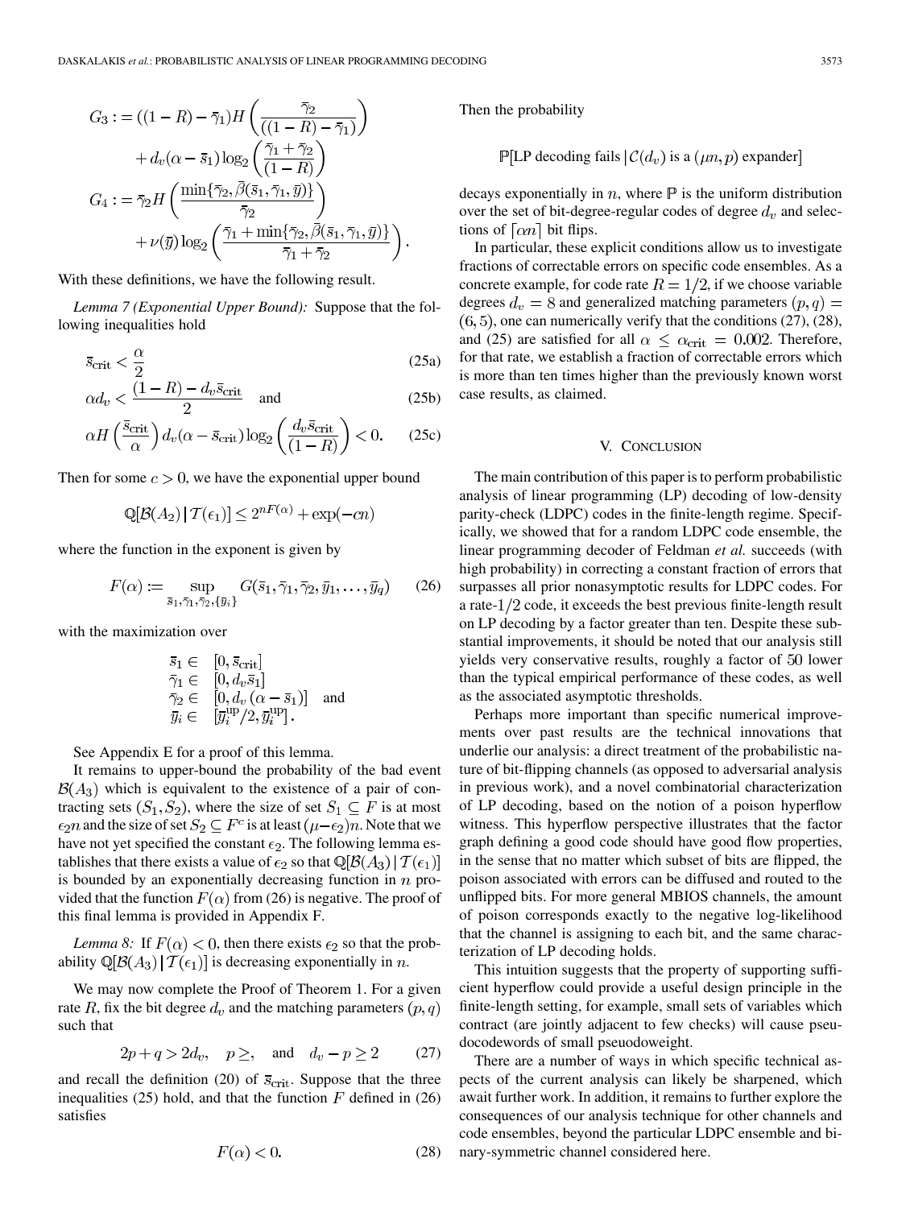$$G_3 := ((1-R) - \bar{\gamma}_1) H\left(\frac{\bar{\gamma}_2}{((1-R)-\bar{\gamma}_1)}\right) + d_v(\alpha - \bar{s}_1)\log_2\left(\frac{\bar{\gamma}_1 + \bar{\gamma}_2}{(1-R)}\right)$$

$$G_4 := \bar{\gamma}_2 H\left(\frac{\min\{\bar{\gamma}_2, \bar{\beta}(\bar{s}_1, \bar{\gamma}_1, \bar{y})\}}{\bar{\gamma}_2}\right) + \nu(\bar{y})\log_2\left(\frac{\bar{\gamma}_1 + \min\{\bar{\gamma}_2, \bar{\beta}(\bar{s}_1, \bar{\gamma}_1, \bar{y})\}}{\bar{\gamma}_1 + \bar{\gamma}_2}\right).$$

With these definitions, we have the following result.

*Lemma 7 (Exponential Upper Bound):* Suppose that the following inequalities hold

$$\bar{s}_{\text{crit}} < \frac{\alpha}{2} \tag{25a}$$

$$\alpha d_v < \frac{(1-R) - d_v \bar{s}_{\text{crit}}}{2} \quad \text{and} \tag{25b}$$

$$\alpha H\left(\frac{\bar{s}_{\text{crit}}}{\alpha}\right) d_v(\alpha - \bar{s}_{\text{crit}}) \log_2\left(\frac{d_v \bar{s}_{\text{crit}}}{(1-R)}\right) < 0. \tag{25c}$$

Then for some $c > 0$, we have the exponential upper bound

$$\mathbb{Q}[\mathcal{B}(A_2) \,|\, \mathcal{T}(\epsilon_1)] \leq 2^{nF(\alpha)} + \exp(-cn)$$

where the function in the exponent is given by

$$F(\alpha) := \sup_{\bar{s}_1, \bar{\gamma}_1, \bar{\gamma}_2, \{\bar{y}_i\}} G(\bar{s}_1, \bar{\gamma}_1, \bar{\gamma}_2, \bar{y}_1, \ldots, \bar{y}_q) \tag{26}$$

with the maximization over

$$\begin{aligned} \bar{s}_1 &\in \; [0, \bar{s}_{\text{crit}}] \\ \bar{\gamma}_1 &\in \; [0, d_v \bar{s}_1] \\ \bar{\gamma}_2 &\in \; [0, d_v(\alpha - \bar{s}_1)] \quad \text{and} \\ \bar{y}_i &\in \; [\bar{y}_i^{\text{up}}/2, \bar{y}_i^{\text{up}}]. \end{aligned}$$

See Appendix E for a proof of this lemma.

It remains to upper-bound the probability of the bad event $\mathcal{B}(A_3)$ which is equivalent to the existence of a pair of contracting sets $(S_1, S_2)$, where the size of set $S_1 \subseteq F$ is at most $\epsilon_2 n$ and the size of set $S_2 \subseteq F^c$ is at least $(\mu - \epsilon_2)n$. Note that we have not yet specified the constant $\epsilon_2$. The following lemma establishes that there exists a value of $\epsilon_2$ so that $\mathbb{Q}[\mathcal{B}(A_3) \,|\, \mathcal{T}(\epsilon_1)]$ is bounded by an exponentially decreasing function in $n$ provided that the function $F(\alpha)$ from (26) is negative. The proof of this final lemma is provided in Appendix F.

*Lemma 8:* If $F(\alpha) < 0$, then there exists $\epsilon_2$ so that the probability $\mathbb{Q}[\mathcal{B}(A_3) \,|\, \mathcal{T}(\epsilon_1)]$ is decreasing exponentially in $n$.

We may now complete the Proof of Theorem 1. For a given rate $R$, fix the bit degree $d_v$ and the matching parameters $(p, q)$ such that

$$2p + q > 2d_v, \quad p \geq, \quad \text{and} \quad d_v - p \geq 2 \tag{27}$$

and recall the definition (20) of $\bar{s}_{\text{crit}}$. Suppose that the three inequalities (25) hold, and that the function $F$ defined in (26) satisfies

$$F(\alpha) < 0. \tag{28}$$

Then the probability

$$\mathbb{P}[\text{LP decoding fails} \,|\, \mathcal{C}(d_v) \text{ is a } (\mu n, p) \text{ expander}]$$

decays exponentially in $n$, where $\mathbb{P}$ is the uniform distribution over the set of bit-degree-regular codes of degree $d_v$ and selections of $\lceil \alpha n \rceil$ bit flips.

In particular, these explicit conditions allow us to investigate fractions of correctable errors on specific code ensembles. As a concrete example, for code rate $R = 1/2$, if we choose variable degrees $d_v = 8$ and generalized matching parameters $(p, q) = (6, 5)$, one can numerically verify that the conditions (27), (28), and (25) are satisfied for all $\alpha \leq \alpha_{\text{crit}} = 0.002$. Therefore, for that rate, we establish a fraction of correctable errors which is more than ten times higher than the previously known worst case results, as claimed.

## V. Conclusion

The main contribution of this paper is to perform probabilistic analysis of linear programming (LP) decoding of low-density parity-check (LDPC) codes in the finite-length regime. Specifically, we showed that for a random LDPC code ensemble, the linear programming decoder of Feldman *et al.* succeeds (with high probability) in correcting a constant fraction of errors that surpasses all prior nonasymptotic results for LDPC codes. For a rate-$1/2$ code, it exceeds the best previous finite-length result on LP decoding by a factor greater than ten. Despite these substantial improvements, it should be noted that our analysis still yields very conservative results, roughly a factor of 50 lower than the typical empirical performance of these codes, as well as the associated asymptotic thresholds.

Perhaps more important than specific numerical improvements over past results are the technical innovations that underlie our analysis: a direct treatment of the probabilistic nature of bit-flipping channels (as opposed to adversarial analysis in previous work), and a novel combinatorial characterization of LP decoding, based on the notion of a poison hyperflow witness. This hyperflow perspective illustrates that the factor graph defining a good code should have good flow properties, in the sense that no matter which subset of bits are flipped, the poison associated with errors can be diffused and routed to the unflipped bits. For more general MBIOS channels, the amount of poison corresponds exactly to the negative log-likelihood that the channel is assigning to each bit, and the same characterization of LP decoding holds.

This intuition suggests that the property of supporting sufficient hyperflow could provide a useful design principle in the finite-length setting, for example, small sets of variables which contract (are jointly adjacent to few checks) will cause pseudocodewords of small pseudoweight.

There are a number of ways in which specific technical aspects of the current analysis can likely be sharpened, which await further work. In addition, it remains to further explore the consequences of our analysis technique for other channels and code ensembles, beyond the particular LDPC ensemble and binary-symmetric channel considered here.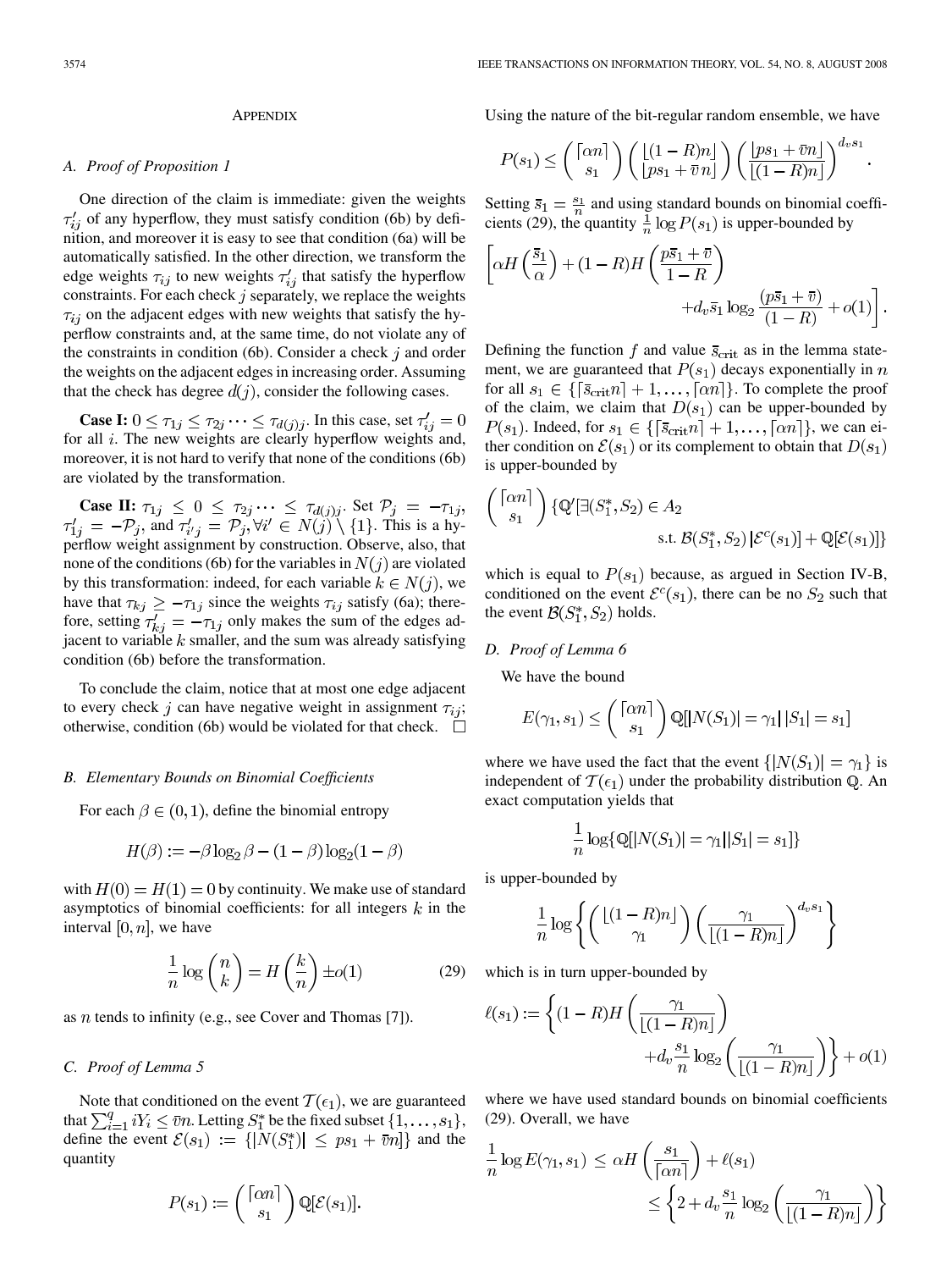## APPENDIX

### A. Proof of Proposition 1

One direction of the claim is immediate: given the weights $\tau'_{ij}$ of any hyperflow, they must satisfy condition (6b) by definition, and moreover it is easy to see that condition (6a) will be automatically satisfied. In the other direction, we transform the edge weights $\tau_{ij}$ to new weights $\tau'_{ij}$ that satisfy the hyperflow constraints. For each check $j$ separately, we replace the weights $\tau_{ij}$ on the adjacent edges with new weights that satisfy the hyperflow constraints and, at the same time, do not violate any of the constraints in condition (6b). Consider a check $j$ and order the weights on the adjacent edges in increasing order. Assuming that the check has degree $d(j)$, consider the following cases.

**Case I:** $0 \leq \tau_{1j} \leq \tau_{2j} \cdots \leq \tau_{d(j)j}$. In this case, set $\tau'_{ij} = 0$ for all $i$. The new weights are clearly hyperflow weights and, moreover, it is not hard to verify that none of the conditions (6b) are violated by the transformation.

**Case II:** $\tau_{1j} \leq 0 \leq \tau_{2j} \cdots \leq \tau_{d(j)j}$. Set $\mathcal{P}_j = -\tau_{1j}$, $\tau'_{1j} = -\mathcal{P}_j$, and $\tau'_{i'j} = \mathcal{P}_j, \forall i' \in N(j) \setminus \{1\}$. This is a hyperflow weight assignment by construction. Observe, also, that none of the conditions (6b) for the variables in $N(j)$ are violated by this transformation: indeed, for each variable $k \in N(j)$, we have that $\tau_{kj} \geq -\tau_{1j}$ since the weights $\tau_{ij}$ satisfy (6a); therefore, setting $\tau'_{kj} = -\tau_{1j}$ only makes the sum of the edges adjacent to variable $k$ smaller, and the sum was already satisfying condition (6b) before the transformation.

To conclude the claim, notice that at most one edge adjacent to every check $j$ can have negative weight in assignment $\tau_{ij}$; otherwise, condition (6b) would be violated for that check. $\square$

### B. Elementary Bounds on Binomial Coefficients

For each $\beta \in (0,1)$, define the binomial entropy

$$H(\beta) := -\beta \log_2 \beta - (1-\beta)\log_2(1-\beta)$$

with $H(0) = H(1) = 0$ by continuity. We make use of standard asymptotics of binomial coefficients: for all integers $k$ in the interval $[0, n]$, we have

$$\frac{1}{n}\log\binom{n}{k} = H\left(\frac{k}{n}\right) \pm o(1) \tag{29}$$

as $n$ tends to infinity (e.g., see Cover and Thomas [7]).

### C. Proof of Lemma 5

Note that conditioned on the event $\mathcal{T}(\epsilon_1)$, we are guaranteed that $\sum_{i=1}^{q} iY_i \leq \bar{v}n$. Letting $S_1^*$ be the fixed subset $\{1, \ldots, s_1\}$, define the event $\mathcal{E}(s_1) := \{|N(S_1^*)| \leq ps_1 + \bar{v}n|\}$ and the quantity

$$P(s_1) := \binom{\lceil \alpha n \rceil}{s_1} \mathbb{Q}[\mathcal{E}(s_1)].$$

Using the nature of the bit-regular random ensemble, we have

$$P(s_1) \leq \binom{\lceil \alpha n \rceil}{s_1}\binom{\lfloor (1-R)n \rfloor}{\lfloor ps_1 + \bar{v}\,n \rfloor}\left(\frac{\lfloor ps_1 + \bar{v}n \rfloor}{\lfloor (1-R)n \rfloor}\right)^{d_v s_1}.$$

Setting $\bar{s}_1 = \frac{s_1}{n}$ and using standard bounds on binomial coefficients (29), the quantity $\frac{1}{n}\log P(s_1)$ is upper-bounded by

$$\left[\alpha H\left(\frac{\bar{s}_1}{\alpha}\right) + (1-R)H\left(\frac{p\bar{s}_1 + \bar{v}}{1-R}\right) + d_v \bar{s}_1 \log_2 \frac{(p\bar{s}_1 + \bar{v})}{(1-R)} + o(1)\right].$$

Defining the function $f$ and value $\bar{s}_{\text{crit}}$ as in the lemma statement, we are guaranteed that $P(s_1)$ decays exponentially in $n$ for all $s_1 \in \{\lceil \bar{s}_{\text{crit}} n \rceil + 1, \ldots, \lceil \alpha n \rceil\}$. To complete the proof of the claim, we claim that $D(s_1)$ can be upper-bounded by $P(s_1)$. Indeed, for $s_1 \in \{\lceil \bar{s}_{\text{crit}} n \rceil + 1, \ldots, \lceil \alpha n \rceil\}$, we can either condition on $\mathcal{E}(s_1)$ or its complement to obtain that $D(s_1)$ is upper-bounded by

$$\binom{\lceil \alpha n \rceil}{s_1}\{\mathbb{Q}'[\exists (S_1^*, S_2) \in A_2 \text{ s.t. } \mathcal{B}(S_1^*, S_2)\,|\mathcal{E}^c(s_1)] + \mathbb{Q}[\mathcal{E}(s_1)]\}$$

which is equal to $P(s_1)$ because, as argued in Section IV-B, conditioned on the event $\mathcal{E}^c(s_1)$, there can be no $S_2$ such that the event $\mathcal{B}(S_1^*, S_2)$ holds.

### D. Proof of Lemma 6

We have the bound

$$E(\gamma_1, s_1) \leq \binom{\lceil \alpha n \rceil}{s_1}\mathbb{Q}[|N(S_1)| = \gamma_1 |\, |S_1| = s_1]$$

where we have used the fact that the event $\{|N(S_1)| = \gamma_1\}$ is independent of $\mathcal{T}(\epsilon_1)$ under the probability distribution $\mathbb{Q}$. An exact computation yields that

$$\frac{1}{n}\log\{\mathbb{Q}[|N(S_1)| = \gamma_1 ||S_1| = s_1]\}$$

is upper-bounded by

$$\frac{1}{n}\log\left\{\binom{\lfloor (1-R)n \rfloor}{\gamma_1}\left(\frac{\gamma_1}{\lfloor (1-R)n \rfloor}\right)^{d_v s_1}\right\}$$

which is in turn upper-bounded by

$$\ell(s_1) := \left\{(1-R)H\left(\frac{\gamma_1}{\lfloor (1-R)n \rfloor}\right) + d_v \frac{s_1}{n}\log_2\left(\frac{\gamma_1}{\lfloor (1-R)n \rfloor}\right)\right\} + o(1)$$

where we have used standard bounds on binomial coefficients (29). Overall, we have

$$\frac{1}{n}\log E(\gamma_1, s_1) \leq \alpha H\left(\frac{s_1}{\lceil \alpha n \rceil}\right) + \ell(s_1) \leq \left\{2 + d_v \frac{s_1}{n}\log_2\left(\frac{\gamma_1}{\lfloor (1-R)n \rfloor}\right)\right\}$$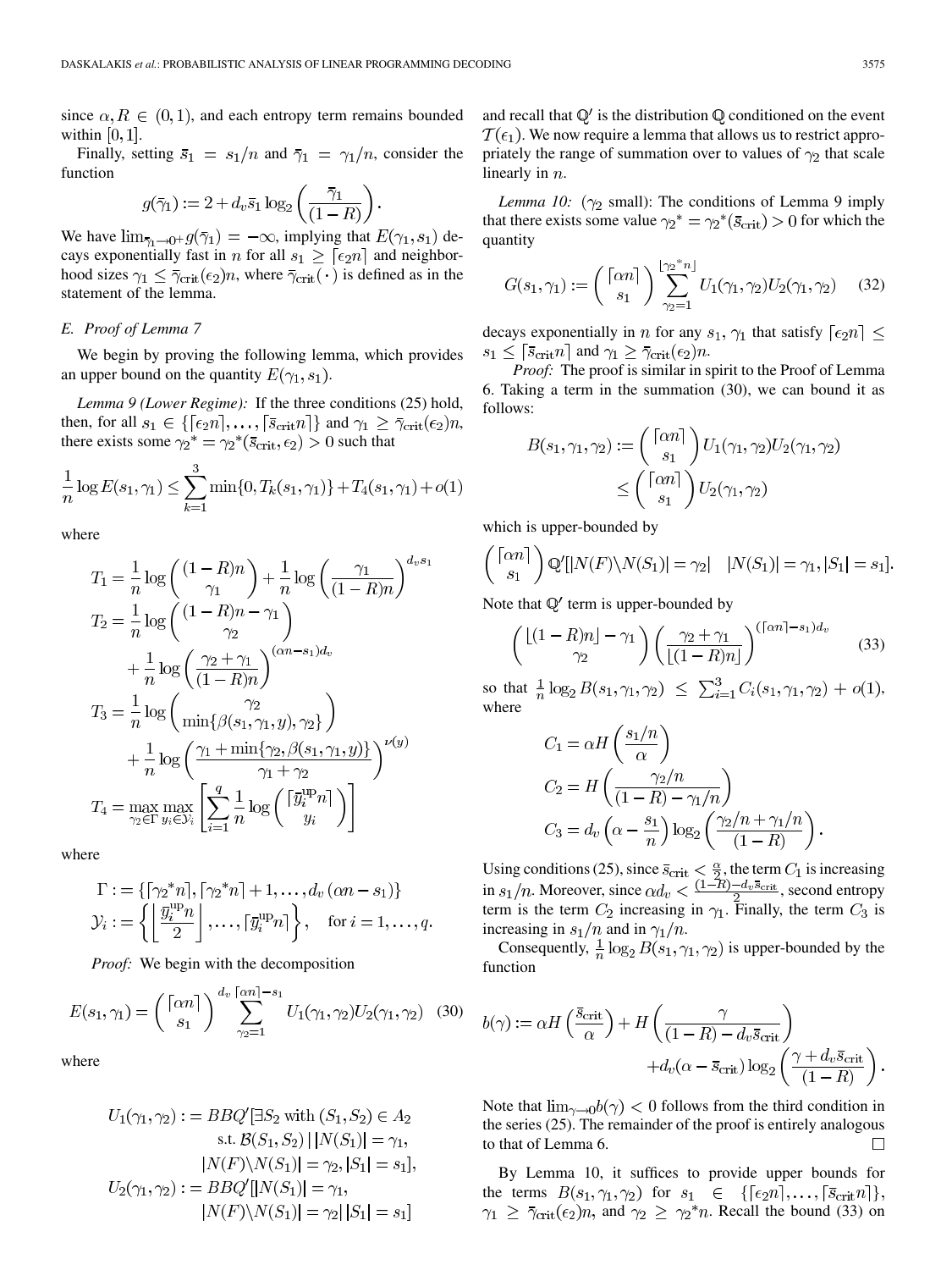since $\alpha, R \in (0,1)$, and each entropy term remains bounded within $[0,1]$.

Finally, setting $\bar{s}_1 = s_1/n$ and $\bar{\gamma}_1 = \gamma_1/n$, consider the function

$$g(\bar{\gamma}_1) := 2 + d_v \bar{s}_1 \log_2\left(\frac{\bar{\gamma}_1}{(1-R)}\right).$$

We have $\lim_{\bar{\gamma}_1 \to 0^+} g(\bar{\gamma}_1) = -\infty$, implying that $E(\gamma_1, s_1)$ decays exponentially fast in $n$ for all $s_1 \geq \lceil \epsilon_2 n \rceil$ and neighborhood sizes $\gamma_1 \leq \bar{\gamma}_{\text{crit}}(\epsilon_2)n$, where $\bar{\gamma}_{\text{crit}}(\cdot)$ is defined as in the statement of the lemma.

### E. Proof of Lemma 7

We begin by proving the following lemma, which provides an upper bound on the quantity $E(\gamma_1, s_1)$.

*Lemma 9 (Lower Regime):* If the three conditions (25) hold, then, for all $s_1 \in \{\lceil \epsilon_2 n \rceil, \ldots, \lceil \bar{s}_{\text{crit}} n \rceil\}$ and $\gamma_1 \geq \bar{\gamma}_{\text{crit}}(\epsilon_2)n$, there exists some $\gamma_2{}^* = \gamma_2{}^*(\bar{s}_{\text{crit}}, \epsilon_2) > 0$ such that

$$\frac{1}{n}\log E(s_1, \gamma_1) \leq \sum_{k=1}^{3} \min\{0, T_k(s_1, \gamma_1)\} + T_4(s_1, \gamma_1) + o(1)$$

where

$$T_1 = \frac{1}{n}\log\binom{(1-R)n}{\gamma_1} + \frac{1}{n}\log\left(\frac{\gamma_1}{(1-R)n}\right)^{d_v s_1}$$

$$T_2 = \frac{1}{n}\log\binom{(1-R)n - \gamma_1}{\gamma_2} + \frac{1}{n}\log\left(\frac{\gamma_2 + \gamma_1}{(1-R)n}\right)^{(\alpha n - s_1)d_v}$$

$$T_3 = \frac{1}{n}\log\binom{\gamma_2}{\min\{\beta(s_1,\gamma_1,y), \gamma_2\}} + \frac{1}{n}\log\left(\frac{\gamma_1 + \min\{\gamma_2, \beta(s_1,\gamma_1,y)\}}{\gamma_1+\gamma_2}\right)^{\nu(y)}$$

$$T_4 = \max_{\gamma_2 \in \Gamma} \max_{y_i \in \mathcal{Y}_i}\left[\sum_{i=1}^{q} \frac{1}{n}\log\binom{\lceil \bar{y}_i^{\text{up}} n\rceil}{y_i}\right]$$

where

$$\Gamma := \{\lceil \gamma_2{}^* n \rceil, \lceil \gamma_2{}^* n\rceil + 1, \ldots, d_v(\alpha n - s_1)\}$$
$$\mathcal{Y}_i := \left\{\left\lfloor \frac{\bar{y}_i^{\text{up}} n}{2}\right\rfloor, \ldots, \lceil \bar{y}_i^{\text{up}} n\rceil\right\}, \quad \text{for } i = 1, \ldots, q.$$

*Proof:* We begin with the decomposition

$$E(s_1, \gamma_1) = \binom{\lceil \alpha n\rceil}{s_1} \sum_{\gamma_2=1}^{d_v\lceil \alpha n\rceil - s_1} U_1(\gamma_1,\gamma_2)U_2(\gamma_1,\gamma_2) \quad (30)$$

where

$$U_1(\gamma_1,\gamma_2) := BBQ'[\exists S_2 \text{ with } (S_1,S_2) \in A_2 \text{ s.t. } \mathcal{B}(S_1,S_2) \,|\, |N(S_1)| = \gamma_1, |N(F)\backslash N(S_1)| = \gamma_2, |S_1| = s_1],$$
$$U_2(\gamma_1,\gamma_2) := BBQ'[|N(S_1)| = \gamma_1, |N(F)\backslash N(S_1)| = \gamma_2 \,|\, |S_1| = s_1]$$

and recall that $\mathbb{Q}'$ is the distribution $\mathbb{Q}$ conditioned on the event $\mathcal{T}(\epsilon_1)$. We now require a lemma that allows us to restrict appropriately the range of summation over to values of $> 0$ $\gamma_2$ that scale linearly in $n$.

*Lemma 10:* ($\gamma_2$ small): The conditions of Lemma 9 imply that there exists some value $\gamma_2{}^* = \gamma_2{}^*(\bar{s}_{\text{crit}}) > 0$ for which the quantity

$$G(s_1,\gamma_1) := \binom{\lceil \alpha n\rceil}{s_1} \sum_{\gamma_2=1}^{\lfloor \gamma_2{}^* n\rfloor} U_1(\gamma_1,\gamma_2)U_2(\gamma_1,\gamma_2) \quad (32)$$

decays exponentially in $n$ for any $s_1$, $\gamma_1$ that satisfy $\lceil \epsilon_2 n\rceil \leq s_1 \leq \lceil \bar{s}_{\text{crit}} n\rceil$ and $\gamma_1 \geq \bar{\gamma}_{\text{crit}}(\epsilon_2)n$.

*Proof:* The proof is similar in spirit to the Proof of Lemma 6. Taking a term in the summation (30), we can bound it as follows:

$$B(s_1,\gamma_1,\gamma_2) := \binom{\lceil \alpha n\rceil}{s_1} U_1(\gamma_1,\gamma_2)U_2(\gamma_1,\gamma_2) \leq \binom{\lceil \alpha n\rceil}{s_1} U_2(\gamma_1,\gamma_2)$$

which is upper-bounded by

$$\binom{\lceil \alpha n\rceil}{s_1} \mathbb{Q}'[|N(F)\backslash N(S_1)| = \gamma_2 \quad |N(S_1)| = \gamma_1, |S_1| = s_1].$$

Note that $\mathbb{Q}'$ term is upper-bounded by

$$\binom{\lfloor (1-R)n\rfloor - \gamma_1}{\gamma_2}\left(\frac{\gamma_2+\gamma_1}{\lfloor (1-R)n\rfloor}\right)^{(\lceil \alpha n\rceil - s_1)d_v} \quad (33)$$

so that $\frac{1}{n}\log_2 B(s_1,\gamma_1,\gamma_2) \leq \sum_{i=1}^{3} C_i(s_1,\gamma_1,\gamma_2) + o(1)$, where

$$C_1 = \alpha H\left(\frac{s_1/n}{\alpha}\right)$$
$$C_2 = H\left(\frac{\gamma_2/n}{(1-R) - \gamma_1/n}\right)$$
$$C_3 = d_v\left(\alpha - \frac{s_1}{n}\right)\log_2\left(\frac{\gamma_2/n + \gamma_1/n}{(1-R)}\right).$$

Using conditions (25), since $\bar{s}_{\text{crit}} < \frac{\alpha}{2}$, the term $C_1$ is increasing in $s_1/n$. Moreover, since $\alpha d_v < \frac{(1-R) - d_v \bar{s}_{\text{crit}}}{2}$, second entropy term is the term $C_2$ increasing in $\gamma_1$. Finally, the term $C_3$ is increasing in $s_1/n$ and in $\gamma_1/n$.

Consequently, $\frac{1}{n}\log_2 B(s_1,\gamma_1,\gamma_2)$ is upper-bounded by the function

$$b(\gamma) := \alpha H\left(\frac{\bar{s}_{\text{crit}}}{\alpha}\right) + H\left(\frac{\gamma}{(1-R) - d_v\bar{s}_{\text{crit}}}\right) + d_v(\alpha - \bar{s}_{\text{crit}})\log_2\left(\frac{\gamma + d_v\bar{s}_{\text{crit}}}{(1-R)}\right).$$

Note that $\lim_{\gamma \to 0} b(\gamma) < 0$ follows from the third condition in the series (25). The remainder of the proof is entirely analogous to that of Lemma 6. $\square$

By Lemma 10, it suffices to provide upper bounds for the terms $B(s_1,\gamma_1,\gamma_2)$ for $s_1 \in \{\lceil \epsilon_2 n\rceil, \ldots, \lceil \bar{s}_{\text{crit}} n\rceil\}$, $\gamma_1 \geq \bar{\gamma}_{\text{crit}}(\epsilon_2)n$, and $\gamma_2 \geq \gamma_2{}^* n$. Recall the bound (33) on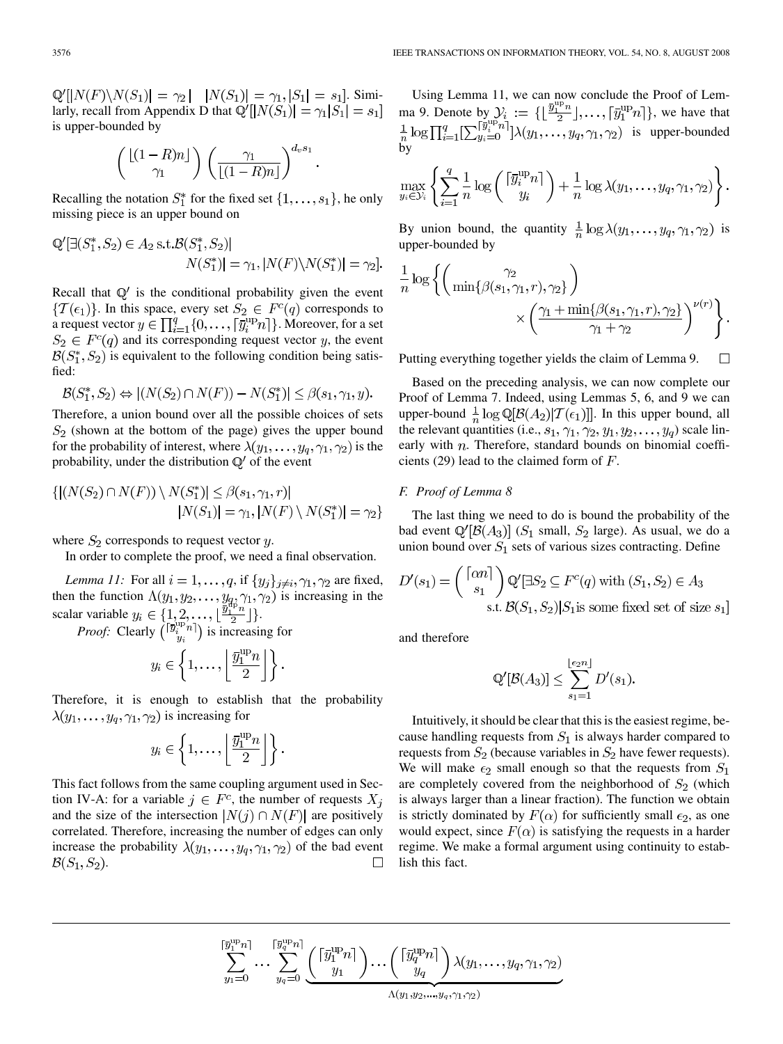$\mathbb{Q}'[|N(F)\backslash N(S_1)| = \gamma_2 \mid |N(S_1)| = \gamma_1, |S_1| = s_1]$. Similarly, recall from Appendix D that $\mathbb{Q}'[|N(S_1)| = \gamma_1 | S_1| = s_1]$ is upper-bounded by

$$\binom{\lfloor (1-R)n \rfloor}{\gamma_1} \left( \frac{\gamma_1}{\lfloor (1-R)n \rfloor} \right)^{d_v s_1}.$$

Recalling the notation $S_1^*$ for the fixed set $\{1, \ldots, s_1\}$, he only missing piece is an upper bound on

$$\mathbb{Q}'[\exists (S_1^*, S_2) \in A_2 \text{ s.t.} \mathcal{B}(S_1^*, S_2) | \\ N(S_1^*)| = \gamma_1, |N(F)\backslash N(S_1^*)| = \gamma_2].$$

Recall that $\mathbb{Q}'$ is the conditional probability given the event $\{\mathcal{T}(\epsilon_1)\}$. In this space, every set $S_2 \in F^c(q)$ corresponds to a request vector $y \in \prod_{i=1}^q \{0, \ldots, \lceil \overline{y}_i^{\text{up}} n \rceil\}$. Moreover, for a set $S_2 \in F^c(q)$ and its corresponding request vector $y$, the event $\mathcal{B}(S_1^*, S_2)$ is equivalent to the following condition being satisfied:

$$\mathcal{B}(S_1^*, S_2) \Leftrightarrow |(N(S_2) \cap N(F)) - N(S_1^*)| \leq \beta(s_1, \gamma_1, y).$$

Therefore, a union bound over all the possible choices of sets $S_2$ (shown at the bottom of the page) gives the upper bound for the probability of interest, where $\lambda(y_1, \ldots, y_q, \gamma_1, \gamma_2)$ is the probability, under the distribution $\mathbb{Q}'$ of the event

$$\{|(N(S_2) \cap N(F)) \setminus N(S_1^*)| \leq \beta(s_1, \gamma_1, r)| \\ |N(S_1)| = \gamma_1, |N(F) \setminus N(S_1^*)| = \gamma_2\}$$

where $S_2$ corresponds to request vector $y$.

In order to complete the proof, we need a final observation.

*Lemma 11:* For all $i = 1, \ldots, q$, if $\{y_j\}_{j \neq i}, \gamma_1, \gamma_2$ are fixed, then the function $\Lambda(y_1, y_2, \ldots, y_q, \gamma_1, \gamma_2)$ is increasing in the scalar variable $y_i \in \{1, 2, \ldots, \lfloor \frac{\overline{y}_i^{\text{up}} n}{2} \rfloor\}$.

*Proof:* Clearly $\binom{\lceil \overline{y}_i^{\text{up}} n \rceil}{y_i}$ is increasing for

$$y_i \in \left\{1, \ldots, \left\lfloor \frac{\overline{y}_1^{\text{up}} n}{2} \right\rfloor \right\}.$$

Therefore, it is enough to establish that the probability $\lambda(y_1, \ldots, y_q, \gamma_1, \gamma_2)$ is increasing for

$$y_i \in \left\{1, \ldots, \left\lfloor \frac{\overline{y}_1^{\text{up}} n}{2} \right\rfloor \right\}.$$

This fact follows from the same coupling argument used in Section IV-A: for a variable $j \in F^c$, the number of requests $X_j$ and the size of the intersection $|N(j) \cap N(F)|$ are positively correlated. Therefore, increasing the number of edges can only increase the probability $\lambda(y_1, \ldots, y_q, \gamma_1, \gamma_2)$ of the bad event $\mathcal{B}(S_1, S_2)$. $\square$

Using Lemma 11, we can now conclude the Proof of Lemma 9. Denote by $\mathcal{Y}_i := \{\lfloor \frac{\overline{y}_1^{\text{up}} n}{2} \rfloor, \ldots, \lceil \overline{y}_1^{\text{up}} n \rceil\}$, we have that $\frac{1}{n} \log \prod_{i=1}^q [\sum_{y_i=0}^{\lceil \overline{y}_i^{\text{up}} n \rceil}] \lambda(y_1, \ldots, y_q, \gamma_1, \gamma_2)$ is upper-bounded by

$$\max_{y_i \in \mathcal{Y}_i} \left\{ \sum_{i=1}^q \frac{1}{n} \log \binom{\lceil \overline{y}_i^{\text{up}} n \rceil}{y_i} + \frac{1}{n} \log \lambda(y_1, \ldots, y_q, \gamma_1, \gamma_2) \right\}.$$

By union bound, the quantity $\frac{1}{n} \log \lambda(y_1, \ldots, y_q, \gamma_1, \gamma_2)$ is upper-bounded by

$$\frac{1}{n} \log \left\{ \binom{\gamma_2}{\min\{\beta(s_1, \gamma_1, r), \gamma_2\}} \times \left( \frac{\gamma_1 + \min\{\beta(s_1, \gamma_1, r), \gamma_2\}}{\gamma_1 + \gamma_2} \right)^{\nu(r)} \right\}.$$

Putting everything together yields the claim of Lemma 9. $\square$

Based on the preceding analysis, we can now complete our Proof of Lemma 7. Indeed, using Lemmas 5, 6, and 9 we can upper-bound $\frac{1}{n} \log \mathbb{Q}[\mathcal{B}(A_2) | \mathcal{T}(\epsilon_1)]]$. In this upper bound, all the relevant quantities (i.e., $s_1, \gamma_1, \gamma_2, y_1, y_2, \ldots, y_q$) scale linearly with $n$. Therefore, standard bounds on binomial coefficients (29) lead to the claimed form of $F$.

### F. Proof of Lemma 8

The last thing we need to do is bound the probability of the bad event $\mathbb{Q}'[\mathcal{B}(A_3)]$ ($S_1$ small, $S_2$ large). As usual, we do a union bound over $S_1$ sets of various sizes contracting. Define

$$D'(s_1) = \binom{\lceil \alpha n \rceil}{s_1} \mathbb{Q}'[\exists S_2 \subseteq F^c(q) \text{ with } (S_1, S_2) \in A_3 \\ \text{s.t. } \mathcal{B}(S_1, S_2) | S_1 \text{is some fixed set of size } s_1]$$

and therefore

$$\mathbb{Q}'[\mathcal{B}(A_3)] \leq \sum_{s_1=1}^{\lfloor \epsilon_2 n \rfloor} D'(s_1).$$

Intuitively, it should be clear that this is the easiest regime, because handling requests from $S_1$ is always harder compared to requests from $S_2$ (because variables in $S_2$ have fewer requests). We will make $\epsilon_2$ small enough so that the requests from $S_1$ are completely covered from the neighborhood of $S_2$ (which is always larger than a linear fraction). The function we obtain is strictly dominated by $F(\alpha)$ for sufficiently small $\epsilon_2$, as one would expect, since $F(\alpha)$ is satisfying the requests in a harder regime. We make a formal argument using continuity to establish this fact.

---

$$\sum_{y_1=0}^{\lceil \overline{y}_1^{\text{up}} n \rceil} \cdots \sum_{y_q=0}^{\lceil \overline{y}_q^{\text{up}} n \rceil} \underbrace{\binom{\lceil \overline{y}_1^{\text{up}} n \rceil}{y_1} \cdots \binom{\lceil \overline{y}_q^{\text{up}} n \rceil}{y_q} \lambda(y_1, \ldots, y_q, \gamma_1, \gamma_2)}_{\Lambda(y_1, y_2, \ldots, y_q, \gamma_1, \gamma_2)}$$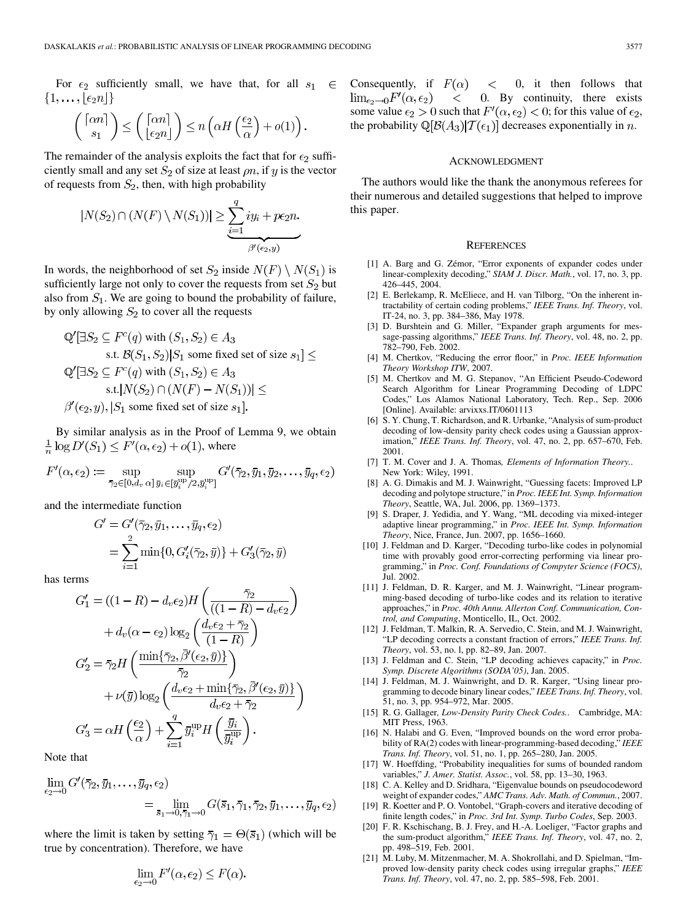For $\epsilon_2$ sufficiently small, we have that, for all $s_1 \in \{1, \ldots, \lfloor \epsilon_2 n \rfloor\}$

$$\binom{\lceil \alpha n \rceil}{s_1} \leq \binom{\lceil \alpha n \rceil}{\lfloor \epsilon_2 n \rfloor} \leq n\left(\alpha H\left(\frac{\epsilon_2}{\alpha}\right) + o(1)\right).$$

The remainder of the analysis exploits the fact that for $\epsilon_2$ sufficiently small and any set $S_2$ of size at least $\rho n$, if $y$ is the vector of requests from $S_2$, then, with high probability

$$|N(S_2) \cap (N(F) \setminus N(S_1))| \geq \underbrace{\sum_{i=1}^{q} i y_i + p\epsilon_2 n}_{\beta'(\epsilon_2, y)}.$$

In words, the neighborhood of set $S_2$ inside $N(F) \setminus N(S_1)$ is sufficiently large not only to cover the requests from set $S_2$ but also from $S_1$. We are going to bound the probability of failure, by only allowing $S_2$ to cover all the requests

$$\begin{aligned}
&\mathbb{Q}'[\exists S_2 \subseteq F^c(q) \text{ with } (S_1, S_2) \in A_3 \\
&\quad \text{s.t. } \mathcal{B}(S_1, S_2) | S_1 \text{ some fixed set of size } s_1] \leq \\
&\mathbb{Q}'[\exists S_2 \subseteq F^c(q) \text{ with } (S_1, S_2) \in A_3 \\
&\quad \text{s.t.} |N(S_2) \cap (N(F) - N(S_1))| \leq \\
&\beta'(\epsilon_2, y), |S_1 \text{ some fixed set of size } s_1].
\end{aligned}$$

By similar analysis as in the Proof of Lemma 9, we obtain $\frac{1}{n}\log D'(S_1) \leq F'(\alpha, \epsilon_2) + o(1)$, where

$$F'(\alpha, \epsilon_2) := \sup_{\overline{\gamma}_2 \in [0, d_v \alpha]} \sup_{\overline{y}_i \in [\overline{y}_i^{\text{up}}/2, \overline{y}_i^{\text{up}}]} G'(\overline{\gamma}_2, \overline{y}_1, \overline{y}_2, \ldots, \overline{y}_q, \epsilon_2)$$

and the intermediate function

$$\begin{aligned}
G' &= G'(\overline{\gamma}_2, \overline{y}_1, \ldots, \overline{y}_q, \epsilon_2) \\
&= \sum_{i=1}^{2} \min\{0, G_i'(\overline{\gamma}_2, \overline{y})\} + G_3'(\overline{\gamma}_2, \overline{y})
\end{aligned}$$

has terms

$$\begin{aligned}
G_1' &= ((1-R) - d_v\epsilon_2) H\left(\frac{\overline{\gamma}_2}{((1-R) - d_v\epsilon_2)}\right) \\
&\quad + d_v(\alpha - \epsilon_2)\log_2\left(\frac{d_v\epsilon_2 + \overline{\gamma}_2}{(1-R)}\right) \\
G_2' &= \overline{\gamma}_2 H\left(\frac{\min\{\overline{\gamma}_2, \overline{\beta}'(\epsilon_2, \overline{y})\}}{\overline{\gamma}_2}\right) \\
&\quad + \nu(\overline{y})\log_2\left(\frac{d_v\epsilon_2 + \min\{\overline{\gamma}_2, \overline{\beta}'(\epsilon_2, \overline{y})\}}{d_v\epsilon_2 + \overline{\gamma}_2}\right) \\
G_3' &= \alpha H\left(\frac{\epsilon_2}{\alpha}\right) + \sum_{i=1}^{q} \overline{y}_i^{\text{up}} H\left(\frac{\overline{y}_i}{\overline{y}_i^{\text{up}}}\right).
\end{aligned}$$

Note that

$$\begin{aligned}
&\lim_{\epsilon_2 \to 0} G'(\overline{\gamma}_2, \overline{y}_1, \ldots, \overline{y}_q, \epsilon_2) \\
&\qquad = \lim_{\overline{s}_1 \to 0, \overline{\gamma}_1 \to 0} G(\overline{s}_1, \overline{\gamma}_1, \overline{\gamma}_2, \overline{y}_1, \ldots, \overline{y}_q, \epsilon_2)
\end{aligned}$$

where the limit is taken by setting $\overline{\gamma}_1 = \Theta(\overline{s}_1)$ (which will be true by concentration). Therefore, we have

$$\lim_{\epsilon_2 \to 0} F'(\alpha, \epsilon_2) \leq F(\alpha).$$

Consequently, if $F(\alpha) < 0$, it then follows that $\lim_{\epsilon_2 \to 0} F'(\alpha, \epsilon_2) < 0$. By continuity, there exists some value $\epsilon_2 > 0$ such that $F'(\alpha, \epsilon_2) < 0$; for this value of $\epsilon_2$, the probability $\mathbb{Q}[\mathcal{B}(A_3) | \mathcal{T}(\epsilon_1)]$ decreases exponentially in $n$.

## Acknowledgment

The authors would like the thank the anonymous referees for their numerous and detailed suggestions that helped to improve this paper.

## References

[1] A. Barg and G. Zémor, "Error exponents of expander codes under linear-complexity decoding," *SIAM J. Discr. Math.*, vol. 17, no. 3, pp. 426–445, 2004.

[2] E. Berlekamp, R. McEliece, and H. van Tilborg, "On the inherent intractability of certain coding problems," *IEEE Trans. Inf. Theory*, vol. IT-24, no. 3, pp. 384–386, May 1978.

[3] D. Burshtein and G. Miller, "Expander graph arguments for message-passing algorithms," *IEEE Trans. Inf. Theory*, vol. 48, no. 2, pp. 782–790, Feb. 2002.

[4] M. Chertkov, "Reducing the error floor," in *Proc. IEEE Information Theory Workshop ITW*, 2007.

[5] M. Chertkov and M. G. Stepanov, "An Efficient Pseudo-Codeword Search Algorithm for Linear Programming Decoding of LDPC Codes," Los Alamos National Laboratory, Tech. Rep., Sep. 2006 [Online]. Available: arvixxs.IT/0601113

[6] S. Y. Chung, T. Richardson, and R. Urbanke, "Analysis of sum-product decoding of low-density parity check codes using a Gaussian approximation," *IEEE Trans. Inf. Theory*, vol. 47, no. 2, pp. 657–670, Feb. 2001.

[7] T. M. Cover and J. A. Thomas*, Elements of Information Theory.*. New York: Wiley, 1991.

[8] A. G. Dimakis and M. J. Wainwright, "Guessing facets: Improved LP decoding and polytope structure," in *Proc. IEEE Int. Symp. Information Theory*, Seattle, WA, Jul. 2006, pp. 1369–1373.

[9] S. Draper, J. Yedidia, and Y. Wang, "ML decoding via mixed-integer adaptive linear programming," in *Proc. IEEE Int. Symp. Information Theory*, Nice, France, Jun. 2007, pp. 1656–1660.

[10] J. Feldman and D. Karger, "Decoding turbo-like codes in polynomial time with provably good error-correcting performing via linear programming," in *Proc. Conf. Foundations of Compyter Science (FOCS)*, Jul. 2002.

[11] J. Feldman, D. R. Karger, and M. J. Wainwright, "Linear programming-based decoding of turbo-like codes and its relation to iterative approaches," in *Proc. 40th Annu. Allerton Conf. Communication, Control, and Computing*, Monticello, IL, Oct. 2002.

[12] J. Feldman, T. Malkin, R. A. Servedio, C. Stein, and M. J. Wainwright, "LP decoding corrects a constant fraction of errors," *IEEE Trans. Inf. Theory*, vol. 53, no. l, pp. 82–89, Jan. 2007.

[13] J. Feldman and C. Stein, "LP decoding achieves capacity," in *Proc. Symp. Discrete Algorithms (SODA'05)*, Jan. 2005.

[14] J. Feldman, M. J. Wainwright, and D. R. Karger, "Using linear programming to decode binary linear codes," *IEEE Trans. Inf. Theory*, vol. 51, no. 3, pp. 954–972, Mar. 2005.

[15] R. G. Gallager, *Low-Density Parity Check Codes.*. Cambridge, MA: MIT Press, 1963.

[16] N. Halabi and G. Even, "Improved bounds on the word error probability of RA(2) codes with linear-programming-based decoding," *IEEE Trans. Inf. Theory*, vol. 51, no. 1, pp. 265–280, Jan. 2005.

[17] W. Hoeffding, "Probability inequalities for sums of bounded random variables," *J. Amer. Statist. Assoc.*, vol. 58, pp. 13–30, 1963.

[18] C. A. Kelley and D. Sridhara, "Eigenvalue bounds on pseudocodeword weight of expander codes," *AMC Trans. Adv. Math. of Commun.*, 2007.

[19] R. Koetter and P. O. Vontobel, "Graph-covers and iterative decoding of finite length codes," in *Proc. 3rd Int. Symp. Turbo Codes*, Sep. 2003.

[20] F. R. Kschischang, B. J. Frey, and H.-A. Loeliger, "Factor graphs and the sum-product algorithm," *IEEE Trans. Inf. Theory*, vol. 47, no. 2, pp. 498–519, Feb. 2001.

[21] M. Luby, M. Mitzenmacher, M. A. Shokrollahi, and D. Spielman, "Improved low-density parity check codes using irregular graphs," *IEEE Trans. Inf. Theory*, vol. 47, no. 2, pp. 585–598, Feb. 2001.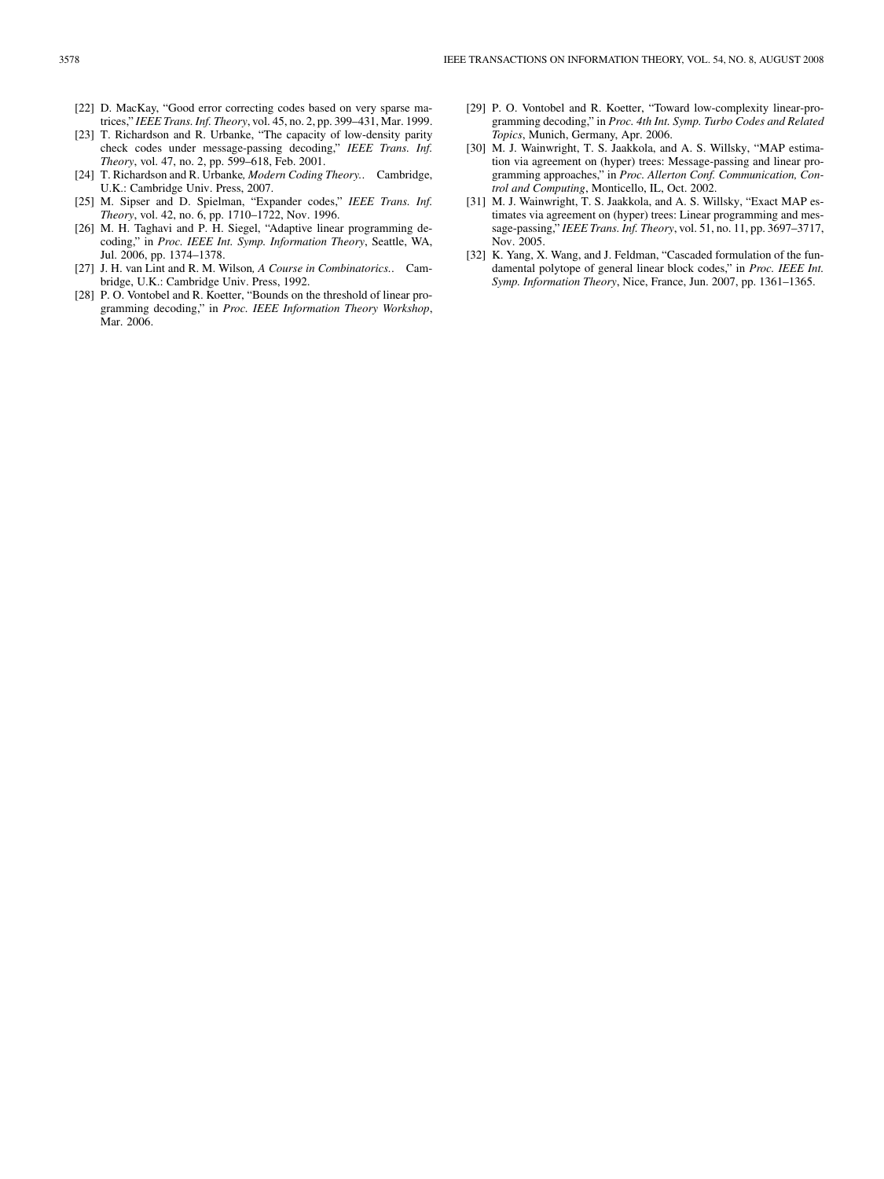[22] D. MacKay, "Good error correcting codes based on very sparse matrices," *IEEE Trans. Inf. Theory*, vol. 45, no. 2, pp. 399–431, Mar. 1999.

[23] T. Richardson and R. Urbanke, "The capacity of low-density parity check codes under message-passing decoding," *IEEE Trans. Inf. Theory*, vol. 47, no. 2, pp. 599–618, Feb. 2001.

[24] T. Richardson and R. Urbanke*, Modern Coding Theory.*. Cambridge, U.K.: Cambridge Univ. Press, 2007.

[25] M. Sipser and D. Spielman, "Expander codes," *IEEE Trans. Inf. Theory*, vol. 42, no. 6, pp. 1710–1722, Nov. 1996.

[26] M. H. Taghavi and P. H. Siegel, "Adaptive linear programming decoding," in *Proc. IEEE Int. Symp. Information Theory*, Seattle, WA, Jul. 2006, pp. 1374–1378.

[27] J. H. van Lint and R. M. Wilson*, A Course in Combinatorics.*. Cambridge, U.K.: Cambridge Univ. Press, 1992.

[28] P. O. Vontobel and R. Koetter, "Bounds on the threshold of linear programming decoding," in *Proc. IEEE Information Theory Workshop*, Mar. 2006.

[29] P. O. Vontobel and R. Koetter, "Toward low-complexity linear-programming decoding," in *Proc. 4th Int. Symp. Turbo Codes and Related Topics*, Munich, Germany, Apr. 2006.

[30] M. J. Wainwright, T. S. Jaakkola, and A. S. Willsky, "MAP estimation via agreement on (hyper) trees: Message-passing and linear programming approaches," in *Proc. Allerton Conf. Communication, Control and Computing*, Monticello, IL, Oct. 2002.

[31] M. J. Wainwright, T. S. Jaakkola, and A. S. Willsky, "Exact MAP estimates via agreement on (hyper) trees: Linear programming and message-passing," *IEEE Trans. Inf. Theory*, vol. 51, no. 11, pp. 3697–3717, Nov. 2005.

[32] K. Yang, X. Wang, and J. Feldman, "Cascaded formulation of the fundamental polytope of general linear block codes," in *Proc. IEEE Int. Symp. Information Theory*, Nice, France, Jun. 2007, pp. 1361–1365.